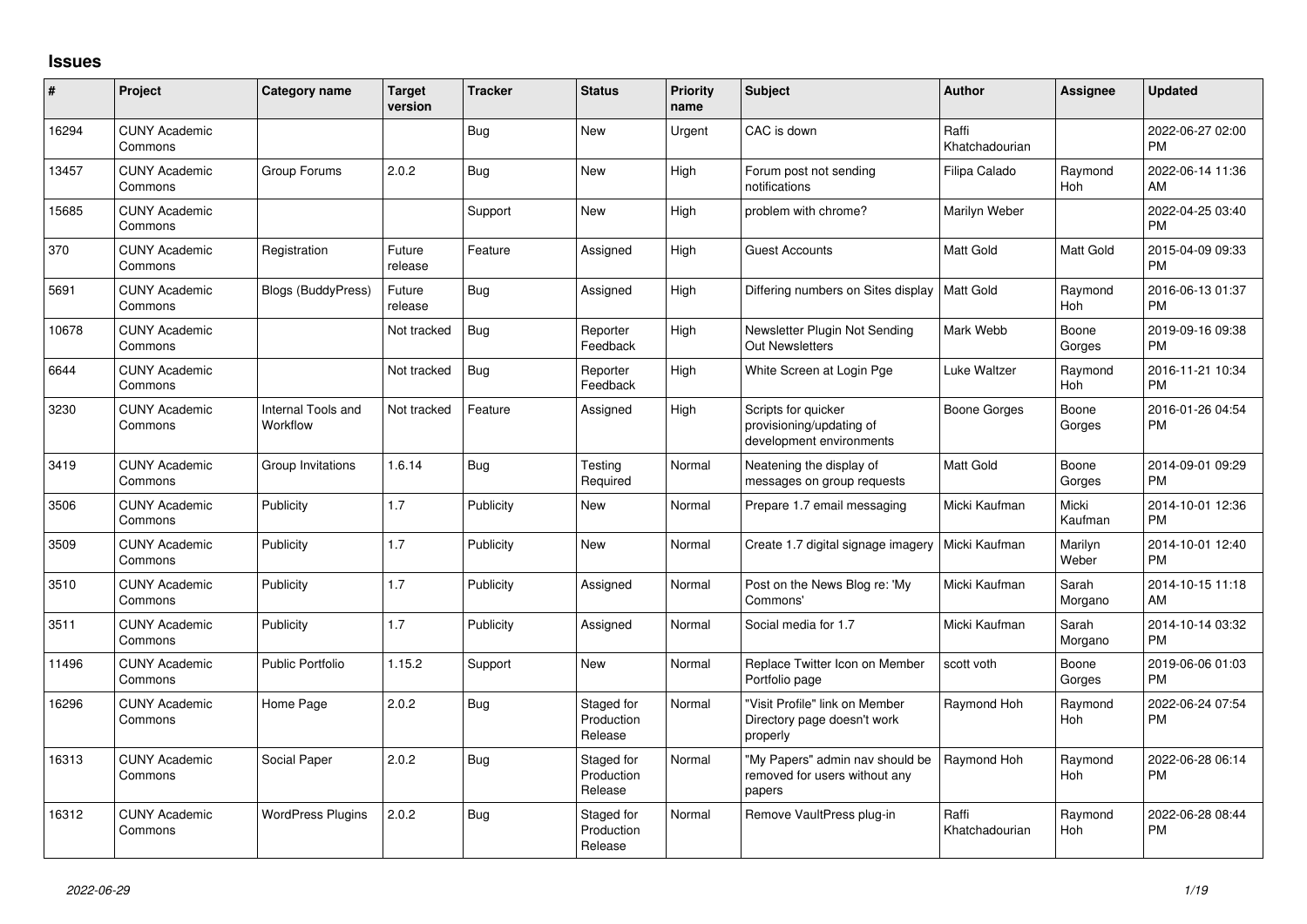# Issues

| # | Project | Category name | Target version | Tracker | Status | Priority name | Subject | Author | Assignee | Updated |
|---|---|---|---|---|---|---|---|---|---|---|
| 16294 | CUNY Academic Commons | | | Bug | New | Urgent | CAC is down | Raffi Khatchadourian | | 2022-06-27 02:00 PM |
| 13457 | CUNY Academic Commons | Group Forums | 2.0.2 | Bug | New | High | Forum post not sending notifications | Filipa Calado | Raymond Hoh | 2022-06-14 11:36 AM |
| 15685 | CUNY Academic Commons | | | Support | New | High | problem with chrome? | Marilyn Weber | | 2022-04-25 03:40 PM |
| 370 | CUNY Academic Commons | Registration | Future release | Feature | Assigned | High | Guest Accounts | Matt Gold | Matt Gold | 2015-04-09 09:33 PM |
| 5691 | CUNY Academic Commons | Blogs (BuddyPress) | Future release | Bug | Assigned | High | Differing numbers on Sites display | Matt Gold | Raymond Hoh | 2016-06-13 01:37 PM |
| 10678 | CUNY Academic Commons | | Not tracked | Bug | Reporter Feedback | High | Newsletter Plugin Not Sending Out Newsletters | Mark Webb | Boone Gorges | 2019-09-16 09:38 PM |
| 6644 | CUNY Academic Commons | | Not tracked | Bug | Reporter Feedback | High | White Screen at Login Pge | Luke Waltzer | Raymond Hoh | 2016-11-21 10:34 PM |
| 3230 | CUNY Academic Commons | Internal Tools and Workflow | Not tracked | Feature | Assigned | High | Scripts for quicker provisioning/updating of development environments | Boone Gorges | Boone Gorges | 2016-01-26 04:54 PM |
| 3419 | CUNY Academic Commons | Group Invitations | 1.6.14 | Bug | Testing Required | Normal | Neatening the display of messages on group requests | Matt Gold | Boone Gorges | 2014-09-01 09:29 PM |
| 3506 | CUNY Academic Commons | Publicity | 1.7 | Publicity | New | Normal | Prepare 1.7 email messaging | Micki Kaufman | Micki Kaufman | 2014-10-01 12:36 PM |
| 3509 | CUNY Academic Commons | Publicity | 1.7 | Publicity | New | Normal | Create 1.7 digital signage imagery | Micki Kaufman | Marilyn Weber | 2014-10-01 12:40 PM |
| 3510 | CUNY Academic Commons | Publicity | 1.7 | Publicity | Assigned | Normal | Post on the News Blog re: 'My Commons' | Micki Kaufman | Sarah Morgano | 2014-10-15 11:18 AM |
| 3511 | CUNY Academic Commons | Publicity | 1.7 | Publicity | Assigned | Normal | Social media for 1.7 | Micki Kaufman | Sarah Morgano | 2014-10-14 03:32 PM |
| 11496 | CUNY Academic Commons | Public Portfolio | 1.15.2 | Support | New | Normal | Replace Twitter Icon on Member Portfolio page | scott voth | Boone Gorges | 2019-06-06 01:03 PM |
| 16296 | CUNY Academic Commons | Home Page | 2.0.2 | Bug | Staged for Production Release | Normal | "Visit Profile" link on Member Directory page doesn't work properly | Raymond Hoh | Raymond Hoh | 2022-06-24 07:54 PM |
| 16313 | CUNY Academic Commons | Social Paper | 2.0.2 | Bug | Staged for Production Release | Normal | "My Papers" admin nav should be removed for users without any papers | Raymond Hoh | Raymond Hoh | 2022-06-28 06:14 PM |
| 16312 | CUNY Academic Commons | WordPress Plugins | 2.0.2 | Bug | Staged for Production Release | Normal | Remove VaultPress plug-in | Raffi Khatchadourian | Raymond Hoh | 2022-06-28 08:44 PM |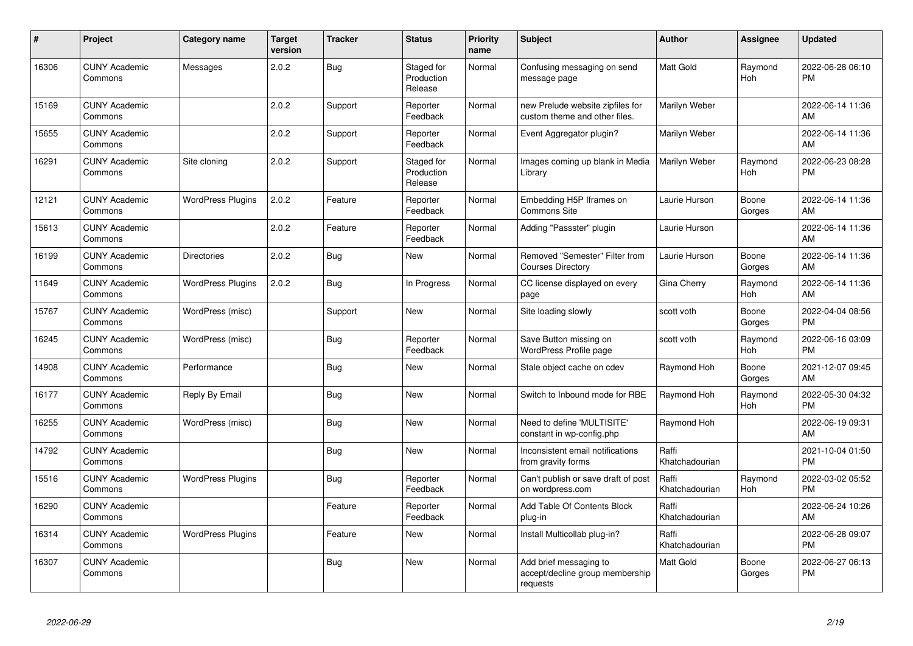| # | Project | Category name | Target version | Tracker | Status | Priority name | Subject | Author | Assignee | Updated |
|---|---|---|---|---|---|---|---|---|---|---|
| 16306 | CUNY Academic Commons | Messages | 2.0.2 | Bug | Staged for Production Release | Normal | Confusing messaging on send message page | Matt Gold | Raymond Hoh | 2022-06-28 06:10 PM |
| 15169 | CUNY Academic Commons | | 2.0.2 | Support | Reporter Feedback | Normal | new Prelude website zipfiles for custom theme and other files. | Marilyn Weber | | 2022-06-14 11:36 AM |
| 15655 | CUNY Academic Commons | | 2.0.2 | Support | Reporter Feedback | Normal | Event Aggregator plugin? | Marilyn Weber | | 2022-06-14 11:36 AM |
| 16291 | CUNY Academic Commons | Site cloning | 2.0.2 | Support | Staged for Production Release | Normal | Images coming up blank in Media Library | Marilyn Weber | Raymond Hoh | 2022-06-23 08:28 PM |
| 12121 | CUNY Academic Commons | WordPress Plugins | 2.0.2 | Feature | Reporter Feedback | Normal | Embedding H5P Iframes on Commons Site | Laurie Hurson | Boone Gorges | 2022-06-14 11:36 AM |
| 15613 | CUNY Academic Commons | | 2.0.2 | Feature | Reporter Feedback | Normal | Adding "Passster" plugin | Laurie Hurson | | 2022-06-14 11:36 AM |
| 16199 | CUNY Academic Commons | Directories | 2.0.2 | Bug | New | Normal | Removed "Semester" Filter from Courses Directory | Laurie Hurson | Boone Gorges | 2022-06-14 11:36 AM |
| 11649 | CUNY Academic Commons | WordPress Plugins | 2.0.2 | Bug | In Progress | Normal | CC license displayed on every page | Gina Cherry | Raymond Hoh | 2022-06-14 11:36 AM |
| 15767 | CUNY Academic Commons | WordPress (misc) | | Support | New | Normal | Site loading slowly | scott voth | Boone Gorges | 2022-04-04 08:56 PM |
| 16245 | CUNY Academic Commons | WordPress (misc) | | Bug | Reporter Feedback | Normal | Save Button missing on WordPress Profile page | scott voth | Raymond Hoh | 2022-06-16 03:09 PM |
| 14908 | CUNY Academic Commons | Performance | | Bug | New | Normal | Stale object cache on cdev | Raymond Hoh | Boone Gorges | 2021-12-07 09:45 AM |
| 16177 | CUNY Academic Commons | Reply By Email | | Bug | New | Normal | Switch to Inbound mode for RBE | Raymond Hoh | Raymond Hoh | 2022-05-30 04:32 PM |
| 16255 | CUNY Academic Commons | WordPress (misc) | | Bug | New | Normal | Need to define 'MULTISITE' constant in wp-config.php | Raymond Hoh | | 2022-06-19 09:31 AM |
| 14792 | CUNY Academic Commons | | | Bug | New | Normal | Inconsistent email notifications from gravity forms | Raffi Khatchadourian | | 2021-10-04 01:50 PM |
| 15516 | CUNY Academic Commons | WordPress Plugins | | Bug | Reporter Feedback | Normal | Can't publish or save draft of post on wordpress.com | Raffi Khatchadourian | Raymond Hoh | 2022-03-02 05:52 PM |
| 16290 | CUNY Academic Commons | | | Feature | Reporter Feedback | Normal | Add Table Of Contents Block plug-in | Raffi Khatchadourian | | 2022-06-24 10:26 AM |
| 16314 | CUNY Academic Commons | WordPress Plugins | | Feature | New | Normal | Install Multicollab plug-in? | Raffi Khatchadourian | | 2022-06-28 09:07 PM |
| 16307 | CUNY Academic Commons | | | Bug | New | Normal | Add brief messaging to accept/decline group membership requests | Matt Gold | Boone Gorges | 2022-06-27 06:13 PM |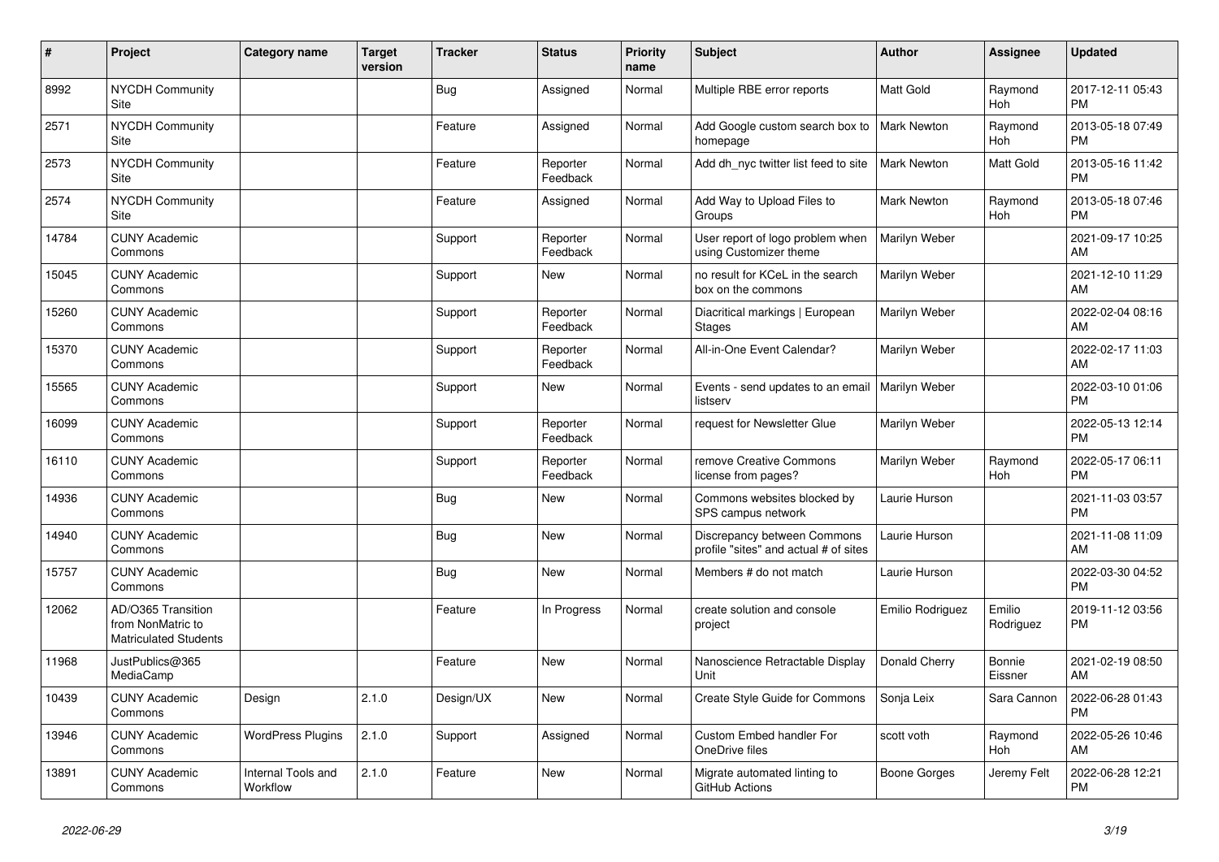| # | Project | Category name | Target version | Tracker | Status | Priority name | Subject | Author | Assignee | Updated |
|---|---|---|---|---|---|---|---|---|---|---|
| 8992 | NYCDH Community Site | | | Bug | Assigned | Normal | Multiple RBE error reports | Matt Gold | Raymond Hoh | 2017-12-11 05:43 PM |
| 2571 | NYCDH Community Site | | | Feature | Assigned | Normal | Add Google custom search box to homepage | Mark Newton | Raymond Hoh | 2013-05-18 07:49 PM |
| 2573 | NYCDH Community Site | | | Feature | Reporter Feedback | Normal | Add dh_nyc twitter list feed to site | Mark Newton | Matt Gold | 2013-05-16 11:42 PM |
| 2574 | NYCDH Community Site | | | Feature | Assigned | Normal | Add Way to Upload Files to Groups | Mark Newton | Raymond Hoh | 2013-05-18 07:46 PM |
| 14784 | CUNY Academic Commons | | | Support | Reporter Feedback | Normal | User report of logo problem when using Customizer theme | Marilyn Weber | | 2021-09-17 10:25 AM |
| 15045 | CUNY Academic Commons | | | Support | New | Normal | no result for KCeL in the search box on the commons | Marilyn Weber | | 2021-12-10 11:29 AM |
| 15260 | CUNY Academic Commons | | | Support | Reporter Feedback | Normal | Diacritical markings \| European Stages | Marilyn Weber | | 2022-02-04 08:16 AM |
| 15370 | CUNY Academic Commons | | | Support | Reporter Feedback | Normal | All-in-One Event Calendar? | Marilyn Weber | | 2022-02-17 11:03 AM |
| 15565 | CUNY Academic Commons | | | Support | New | Normal | Events - send updates to an email listserv | Marilyn Weber | | 2022-03-10 01:06 PM |
| 16099 | CUNY Academic Commons | | | Support | Reporter Feedback | Normal | request for Newsletter Glue | Marilyn Weber | | 2022-05-13 12:14 PM |
| 16110 | CUNY Academic Commons | | | Support | Reporter Feedback | Normal | remove Creative Commons license from pages? | Marilyn Weber | Raymond Hoh | 2022-05-17 06:11 PM |
| 14936 | CUNY Academic Commons | | | Bug | New | Normal | Commons websites blocked by SPS campus network | Laurie Hurson | | 2021-11-03 03:57 PM |
| 14940 | CUNY Academic Commons | | | Bug | New | Normal | Discrepancy between Commons profile "sites" and actual # of sites | Laurie Hurson | | 2021-11-08 11:09 AM |
| 15757 | CUNY Academic Commons | | | Bug | New | Normal | Members # do not match | Laurie Hurson | | 2022-03-30 04:52 PM |
| 12062 | AD/O365 Transition from NonMatric to Matriculated Students | | | Feature | In Progress | Normal | create solution and console project | Emilio Rodriguez | Emilio Rodriguez | 2019-11-12 03:56 PM |
| 11968 | JustPublics@365 MediaCamp | | | Feature | New | Normal | Nanoscience Retractable Display Unit | Donald Cherry | Bonnie Eissner | 2021-02-19 08:50 AM |
| 10439 | CUNY Academic Commons | Design | 2.1.0 | Design/UX | New | Normal | Create Style Guide for Commons | Sonja Leix | Sara Cannon | 2022-06-28 01:43 PM |
| 13946 | CUNY Academic Commons | WordPress Plugins | 2.1.0 | Support | Assigned | Normal | Custom Embed handler For OneDrive files | scott voth | Raymond Hoh | 2022-05-26 10:46 AM |
| 13891 | CUNY Academic Commons | Internal Tools and Workflow | 2.1.0 | Feature | New | Normal | Migrate automated linting to GitHub Actions | Boone Gorges | Jeremy Felt | 2022-06-28 12:21 PM |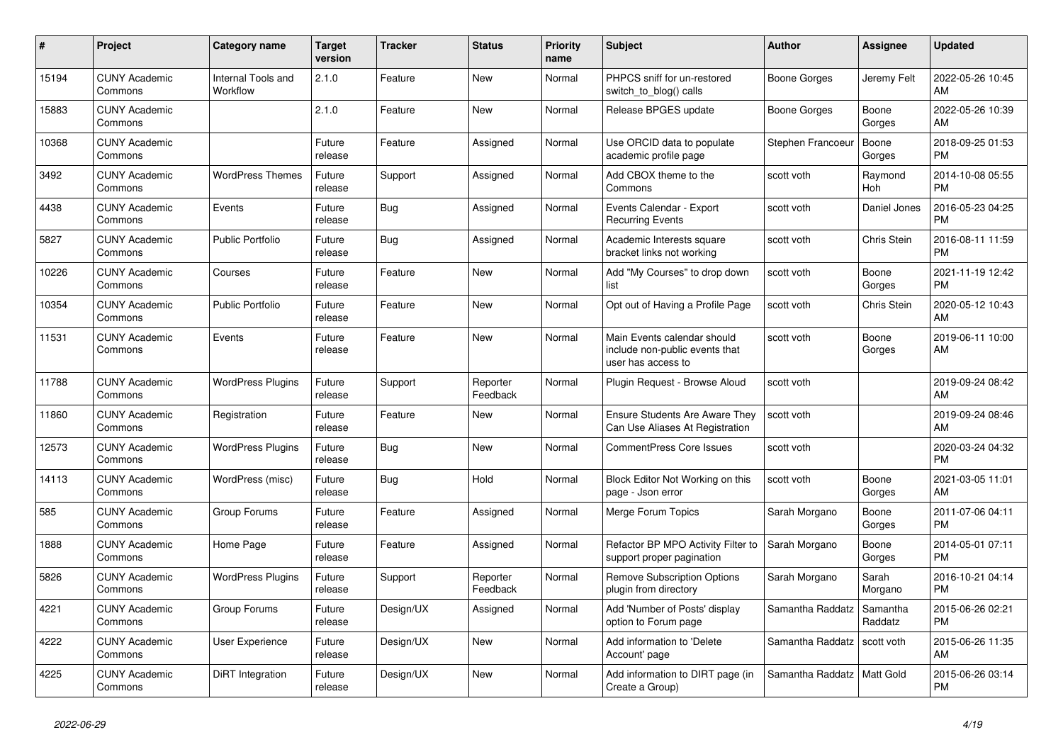| # | Project | Category name | Target version | Tracker | Status | Priority name | Subject | Author | Assignee | Updated |
|---|---|---|---|---|---|---|---|---|---|---|
| 15194 | CUNY Academic Commons | Internal Tools and Workflow | 2.1.0 | Feature | New | Normal | PHPCS sniff for un-restored switch_to_blog() calls | Boone Gorges | Jeremy Felt | 2022-05-26 10:45 AM |
| 15883 | CUNY Academic Commons | | 2.1.0 | Feature | New | Normal | Release BPGES update | Boone Gorges | Boone Gorges | 2022-05-26 10:39 AM |
| 10368 | CUNY Academic Commons | | Future release | Feature | Assigned | Normal | Use ORCID data to populate academic profile page | Stephen Francoeur | Boone Gorges | 2018-09-25 01:53 PM |
| 3492 | CUNY Academic Commons | WordPress Themes | Future release | Support | Assigned | Normal | Add CBOX theme to the Commons | scott voth | Raymond Hoh | 2014-10-08 05:55 PM |
| 4438 | CUNY Academic Commons | Events | Future release | Bug | Assigned | Normal | Events Calendar - Export Recurring Events | scott voth | Daniel Jones | 2016-05-23 04:25 PM |
| 5827 | CUNY Academic Commons | Public Portfolio | Future release | Bug | Assigned | Normal | Academic Interests square bracket links not working | scott voth | Chris Stein | 2016-08-11 11:59 PM |
| 10226 | CUNY Academic Commons | Courses | Future release | Feature | New | Normal | Add "My Courses" to drop down list | scott voth | Boone Gorges | 2021-11-19 12:42 PM |
| 10354 | CUNY Academic Commons | Public Portfolio | Future release | Feature | New | Normal | Opt out of Having a Profile Page | scott voth | Chris Stein | 2020-05-12 10:43 AM |
| 11531 | CUNY Academic Commons | Events | Future release | Feature | New | Normal | Main Events calendar should include non-public events that user has access to | scott voth | Boone Gorges | 2019-06-11 10:00 AM |
| 11788 | CUNY Academic Commons | WordPress Plugins | Future release | Support | Reporter Feedback | Normal | Plugin Request - Browse Aloud | scott voth | | 2019-09-24 08:42 AM |
| 11860 | CUNY Academic Commons | Registration | Future release | Feature | New | Normal | Ensure Students Are Aware They Can Use Aliases At Registration | scott voth | | 2019-09-24 08:46 AM |
| 12573 | CUNY Academic Commons | WordPress Plugins | Future release | Bug | New | Normal | CommentPress Core Issues | scott voth | | 2020-03-24 04:32 PM |
| 14113 | CUNY Academic Commons | WordPress (misc) | Future release | Bug | Hold | Normal | Block Editor Not Working on this page - Json error | scott voth | Boone Gorges | 2021-03-05 11:01 AM |
| 585 | CUNY Academic Commons | Group Forums | Future release | Feature | Assigned | Normal | Merge Forum Topics | Sarah Morgano | Boone Gorges | 2011-07-06 04:11 PM |
| 1888 | CUNY Academic Commons | Home Page | Future release | Feature | Assigned | Normal | Refactor BP MPO Activity Filter to support proper pagination | Sarah Morgano | Boone Gorges | 2014-05-01 07:11 PM |
| 5826 | CUNY Academic Commons | WordPress Plugins | Future release | Support | Reporter Feedback | Normal | Remove Subscription Options plugin from directory | Sarah Morgano | Sarah Morgano | 2016-10-21 04:14 PM |
| 4221 | CUNY Academic Commons | Group Forums | Future release | Design/UX | Assigned | Normal | Add 'Number of Posts' display option to Forum page | Samantha Raddatz | Samantha Raddatz | 2015-06-26 02:21 PM |
| 4222 | CUNY Academic Commons | User Experience | Future release | Design/UX | New | Normal | Add information to 'Delete Account' page | Samantha Raddatz | scott voth | 2015-06-26 11:35 AM |
| 4225 | CUNY Academic Commons | DiRT Integration | Future release | Design/UX | New | Normal | Add information to DIRT page (in Create a Group) | Samantha Raddatz | Matt Gold | 2015-06-26 03:14 PM |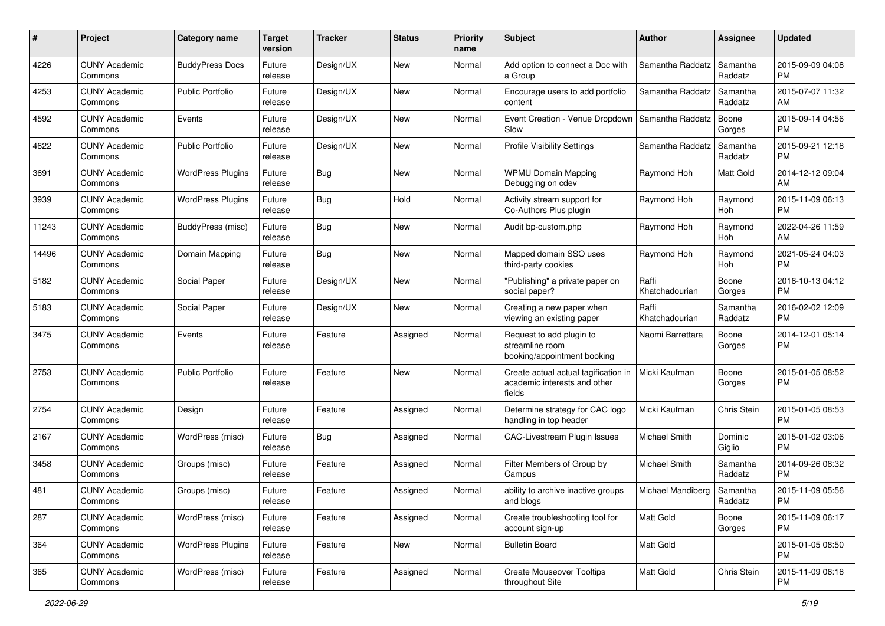| # | Project | Category name | Target version | Tracker | Status | Priority name | Subject | Author | Assignee | Updated |
|---|---|---|---|---|---|---|---|---|---|---|
| 4226 | CUNY Academic Commons | BuddyPress Docs | Future release | Design/UX | New | Normal | Add option to connect a Doc with a Group | Samantha Raddatz | Samantha Raddatz | 2015-09-09 04:08 PM |
| 4253 | CUNY Academic Commons | Public Portfolio | Future release | Design/UX | New | Normal | Encourage users to add portfolio content | Samantha Raddatz | Samantha Raddatz | 2015-07-07 11:32 AM |
| 4592 | CUNY Academic Commons | Events | Future release | Design/UX | New | Normal | Event Creation - Venue Dropdown Slow | Samantha Raddatz | Boone Gorges | 2015-09-14 04:56 PM |
| 4622 | CUNY Academic Commons | Public Portfolio | Future release | Design/UX | New | Normal | Profile Visibility Settings | Samantha Raddatz | Samantha Raddatz | 2015-09-21 12:18 PM |
| 3691 | CUNY Academic Commons | WordPress Plugins | Future release | Bug | New | Normal | WPMU Domain Mapping Debugging on cdev | Raymond Hoh | Matt Gold | 2014-12-12 09:04 AM |
| 3939 | CUNY Academic Commons | WordPress Plugins | Future release | Bug | Hold | Normal | Activity stream support for Co-Authors Plus plugin | Raymond Hoh | Raymond Hoh | 2015-11-09 06:13 PM |
| 11243 | CUNY Academic Commons | BuddyPress (misc) | Future release | Bug | New | Normal | Audit bp-custom.php | Raymond Hoh | Raymond Hoh | 2022-04-26 11:59 AM |
| 14496 | CUNY Academic Commons | Domain Mapping | Future release | Bug | New | Normal | Mapped domain SSO uses third-party cookies | Raymond Hoh | Raymond Hoh | 2021-05-24 04:03 PM |
| 5182 | CUNY Academic Commons | Social Paper | Future release | Design/UX | New | Normal | "Publishing" a private paper on social paper? | Raffi Khatchadourian | Boone Gorges | 2016-10-13 04:12 PM |
| 5183 | CUNY Academic Commons | Social Paper | Future release | Design/UX | New | Normal | Creating a new paper when viewing an existing paper | Raffi Khatchadourian | Samantha Raddatz | 2016-02-02 12:09 PM |
| 3475 | CUNY Academic Commons | Events | Future release | Feature | Assigned | Normal | Request to add plugin to streamline room booking/appointment booking | Naomi Barrettara | Boone Gorges | 2014-12-01 05:14 PM |
| 2753 | CUNY Academic Commons | Public Portfolio | Future release | Feature | New | Normal | Create actual actual tagification in academic interests and other fields | Micki Kaufman | Boone Gorges | 2015-01-05 08:52 PM |
| 2754 | CUNY Academic Commons | Design | Future release | Feature | Assigned | Normal | Determine strategy for CAC logo handling in top header | Micki Kaufman | Chris Stein | 2015-01-05 08:53 PM |
| 2167 | CUNY Academic Commons | WordPress (misc) | Future release | Bug | Assigned | Normal | CAC-Livestream Plugin Issues | Michael Smith | Dominic Giglio | 2015-01-02 03:06 PM |
| 3458 | CUNY Academic Commons | Groups (misc) | Future release | Feature | Assigned | Normal | Filter Members of Group by Campus | Michael Smith | Samantha Raddatz | 2014-09-26 08:32 PM |
| 481 | CUNY Academic Commons | Groups (misc) | Future release | Feature | Assigned | Normal | ability to archive inactive groups and blogs | Michael Mandiberg | Samantha Raddatz | 2015-11-09 05:56 PM |
| 287 | CUNY Academic Commons | WordPress (misc) | Future release | Feature | Assigned | Normal | Create troubleshooting tool for account sign-up | Matt Gold | Boone Gorges | 2015-11-09 06:17 PM |
| 364 | CUNY Academic Commons | WordPress Plugins | Future release | Feature | New | Normal | Bulletin Board | Matt Gold | | 2015-01-05 08:50 PM |
| 365 | CUNY Academic Commons | WordPress (misc) | Future release | Feature | Assigned | Normal | Create Mouseover Tooltips throughout Site | Matt Gold | Chris Stein | 2015-11-09 06:18 PM |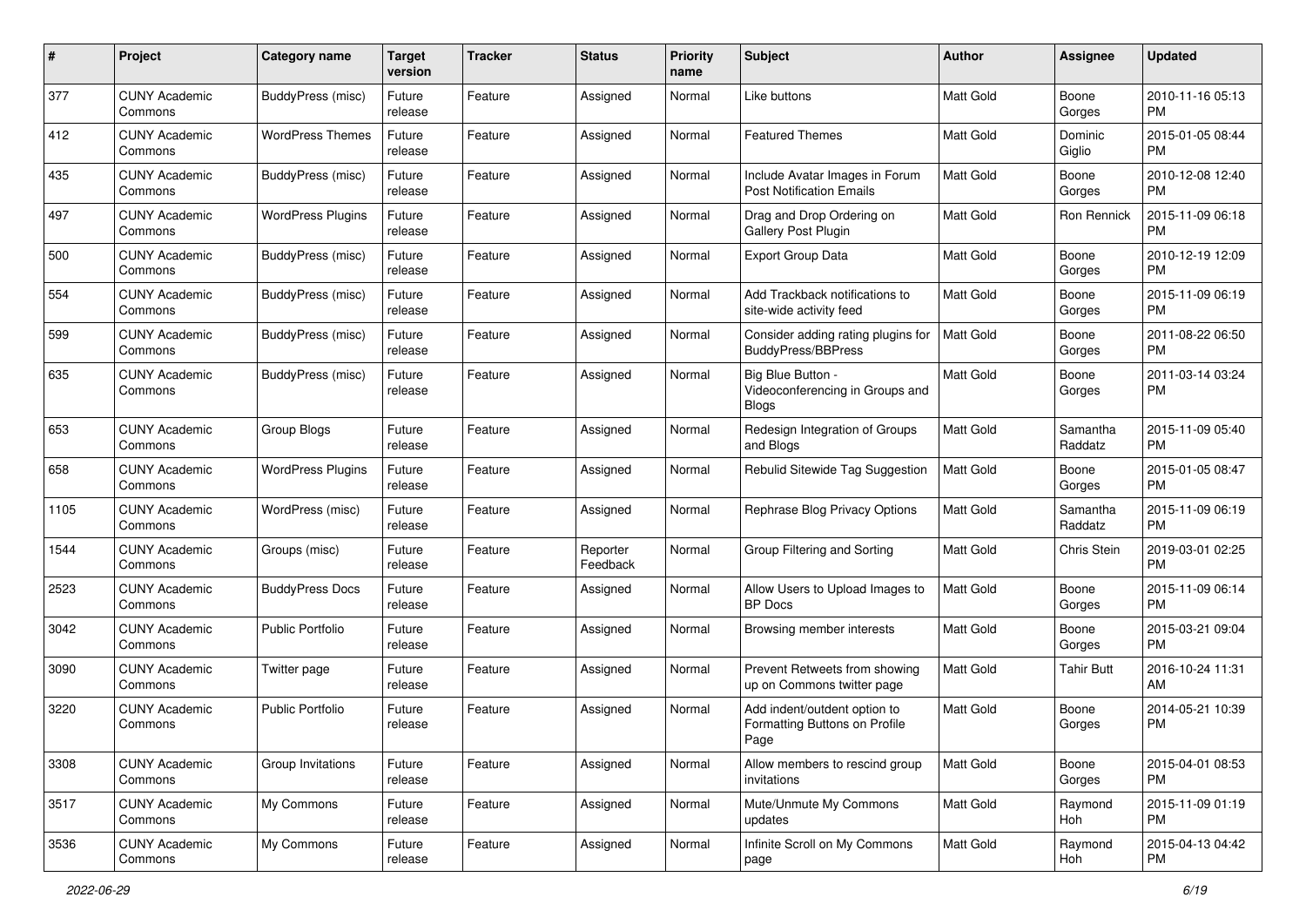| # | Project | Category name | Target version | Tracker | Status | Priority name | Subject | Author | Assignee | Updated |
|---|---|---|---|---|---|---|---|---|---|---|
| 377 | CUNY Academic Commons | BuddyPress (misc) | Future release | Feature | Assigned | Normal | Like buttons | Matt Gold | Boone Gorges | 2010-11-16 05:13 PM |
| 412 | CUNY Academic Commons | WordPress Themes | Future release | Feature | Assigned | Normal | Featured Themes | Matt Gold | Dominic Giglio | 2015-01-05 08:44 PM |
| 435 | CUNY Academic Commons | BuddyPress (misc) | Future release | Feature | Assigned | Normal | Include Avatar Images in Forum Post Notification Emails | Matt Gold | Boone Gorges | 2010-12-08 12:40 PM |
| 497 | CUNY Academic Commons | WordPress Plugins | Future release | Feature | Assigned | Normal | Drag and Drop Ordering on Gallery Post Plugin | Matt Gold | Ron Rennick | 2015-11-09 06:18 PM |
| 500 | CUNY Academic Commons | BuddyPress (misc) | Future release | Feature | Assigned | Normal | Export Group Data | Matt Gold | Boone Gorges | 2010-12-19 12:09 PM |
| 554 | CUNY Academic Commons | BuddyPress (misc) | Future release | Feature | Assigned | Normal | Add Trackback notifications to site-wide activity feed | Matt Gold | Boone Gorges | 2015-11-09 06:19 PM |
| 599 | CUNY Academic Commons | BuddyPress (misc) | Future release | Feature | Assigned | Normal | Consider adding rating plugins for BuddyPress/BBPress | Matt Gold | Boone Gorges | 2011-08-22 06:50 PM |
| 635 | CUNY Academic Commons | BuddyPress (misc) | Future release | Feature | Assigned | Normal | Big Blue Button - Videoconferencing in Groups and Blogs | Matt Gold | Boone Gorges | 2011-03-14 03:24 PM |
| 653 | CUNY Academic Commons | Group Blogs | Future release | Feature | Assigned | Normal | Redesign Integration of Groups and Blogs | Matt Gold | Samantha Raddatz | 2015-11-09 05:40 PM |
| 658 | CUNY Academic Commons | WordPress Plugins | Future release | Feature | Assigned | Normal | Rebulid Sitewide Tag Suggestion | Matt Gold | Boone Gorges | 2015-01-05 08:47 PM |
| 1105 | CUNY Academic Commons | WordPress (misc) | Future release | Feature | Assigned | Normal | Rephrase Blog Privacy Options | Matt Gold | Samantha Raddatz | 2015-11-09 06:19 PM |
| 1544 | CUNY Academic Commons | Groups (misc) | Future release | Feature | Reporter Feedback | Normal | Group Filtering and Sorting | Matt Gold | Chris Stein | 2019-03-01 02:25 PM |
| 2523 | CUNY Academic Commons | BuddyPress Docs | Future release | Feature | Assigned | Normal | Allow Users to Upload Images to BP Docs | Matt Gold | Boone Gorges | 2015-11-09 06:14 PM |
| 3042 | CUNY Academic Commons | Public Portfolio | Future release | Feature | Assigned | Normal | Browsing member interests | Matt Gold | Boone Gorges | 2015-03-21 09:04 PM |
| 3090 | CUNY Academic Commons | Twitter page | Future release | Feature | Assigned | Normal | Prevent Retweets from showing up on Commons twitter page | Matt Gold | Tahir Butt | 2016-10-24 11:31 AM |
| 3220 | CUNY Academic Commons | Public Portfolio | Future release | Feature | Assigned | Normal | Add indent/outdent option to Formatting Buttons on Profile Page | Matt Gold | Boone Gorges | 2014-05-21 10:39 PM |
| 3308 | CUNY Academic Commons | Group Invitations | Future release | Feature | Assigned | Normal | Allow members to rescind group invitations | Matt Gold | Boone Gorges | 2015-04-01 08:53 PM |
| 3517 | CUNY Academic Commons | My Commons | Future release | Feature | Assigned | Normal | Mute/Unmute My Commons updates | Matt Gold | Raymond Hoh | 2015-11-09 01:19 PM |
| 3536 | CUNY Academic Commons | My Commons | Future release | Feature | Assigned | Normal | Infinite Scroll on My Commons page | Matt Gold | Raymond Hoh | 2015-04-13 04:42 PM |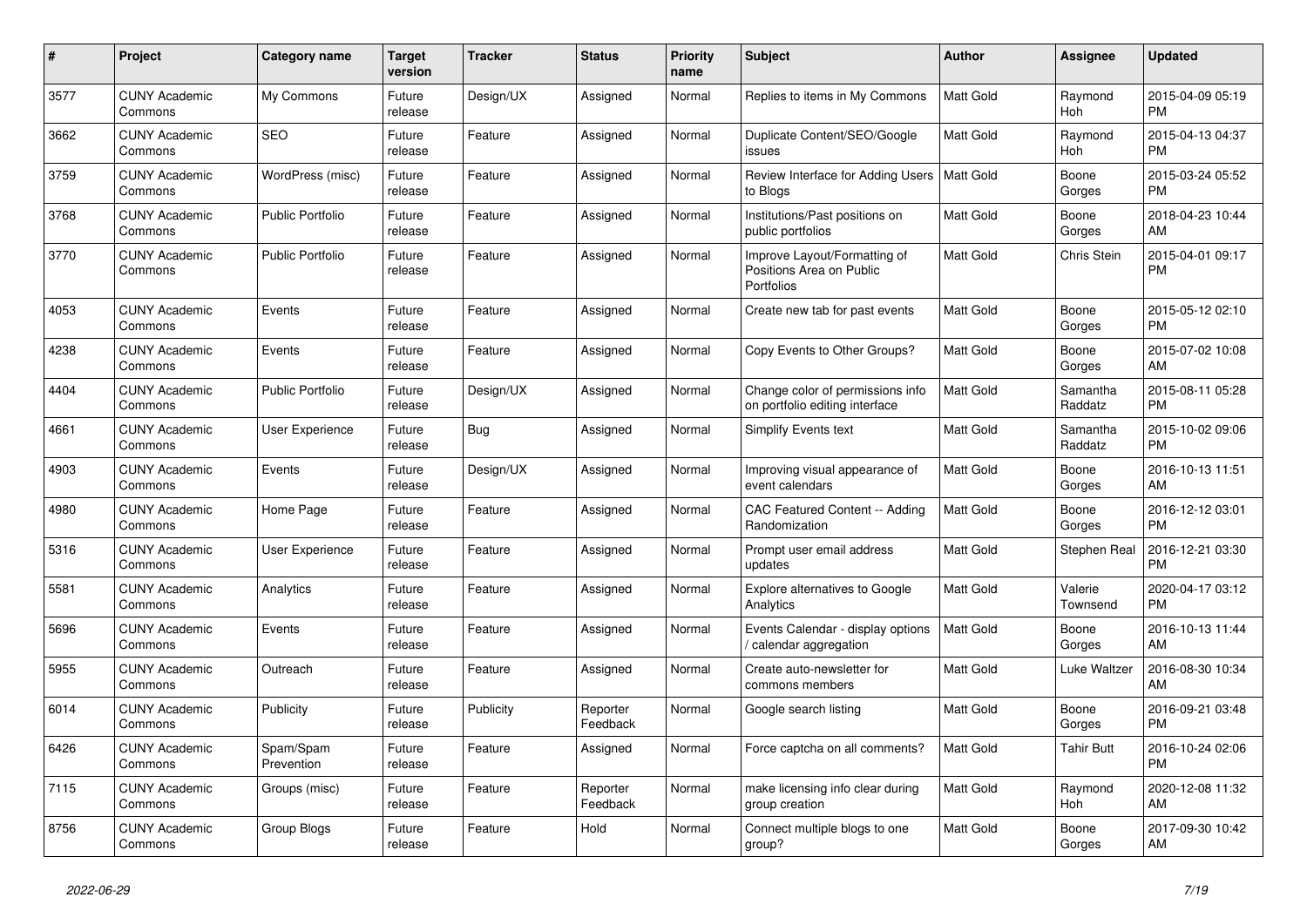| # | Project | Category name | Target version | Tracker | Status | Priority name | Subject | Author | Assignee | Updated |
|---|---|---|---|---|---|---|---|---|---|---|
| 3577 | CUNY Academic Commons | My Commons | Future release | Design/UX | Assigned | Normal | Replies to items in My Commons | Matt Gold | Raymond Hoh | 2015-04-09 05:19 PM |
| 3662 | CUNY Academic Commons | SEO | Future release | Feature | Assigned | Normal | Duplicate Content/SEO/Google issues | Matt Gold | Raymond Hoh | 2015-04-13 04:37 PM |
| 3759 | CUNY Academic Commons | WordPress (misc) | Future release | Feature | Assigned | Normal | Review Interface for Adding Users to Blogs | Matt Gold | Boone Gorges | 2015-03-24 05:52 PM |
| 3768 | CUNY Academic Commons | Public Portfolio | Future release | Feature | Assigned | Normal | Institutions/Past positions on public portfolios | Matt Gold | Boone Gorges | 2018-04-23 10:44 AM |
| 3770 | CUNY Academic Commons | Public Portfolio | Future release | Feature | Assigned | Normal | Improve Layout/Formatting of Positions Area on Public Portfolios | Matt Gold | Chris Stein | 2015-04-01 09:17 PM |
| 4053 | CUNY Academic Commons | Events | Future release | Feature | Assigned | Normal | Create new tab for past events | Matt Gold | Boone Gorges | 2015-05-12 02:10 PM |
| 4238 | CUNY Academic Commons | Events | Future release | Feature | Assigned | Normal | Copy Events to Other Groups? | Matt Gold | Boone Gorges | 2015-07-02 10:08 AM |
| 4404 | CUNY Academic Commons | Public Portfolio | Future release | Design/UX | Assigned | Normal | Change color of permissions info on portfolio editing interface | Matt Gold | Samantha Raddatz | 2015-08-11 05:28 PM |
| 4661 | CUNY Academic Commons | User Experience | Future release | Bug | Assigned | Normal | Simplify Events text | Matt Gold | Samantha Raddatz | 2015-10-02 09:06 PM |
| 4903 | CUNY Academic Commons | Events | Future release | Design/UX | Assigned | Normal | Improving visual appearance of event calendars | Matt Gold | Boone Gorges | 2016-10-13 11:51 AM |
| 4980 | CUNY Academic Commons | Home Page | Future release | Feature | Assigned | Normal | CAC Featured Content -- Adding Randomization | Matt Gold | Boone Gorges | 2016-12-12 03:01 PM |
| 5316 | CUNY Academic Commons | User Experience | Future release | Feature | Assigned | Normal | Prompt user email address updates | Matt Gold | Stephen Real | 2016-12-21 03:30 PM |
| 5581 | CUNY Academic Commons | Analytics | Future release | Feature | Assigned | Normal | Explore alternatives to Google Analytics | Matt Gold | Valerie Townsend | 2020-04-17 03:12 PM |
| 5696 | CUNY Academic Commons | Events | Future release | Feature | Assigned | Normal | Events Calendar - display options / calendar aggregation | Matt Gold | Boone Gorges | 2016-10-13 11:44 AM |
| 5955 | CUNY Academic Commons | Outreach | Future release | Feature | Assigned | Normal | Create auto-newsletter for commons members | Matt Gold | Luke Waltzer | 2016-08-30 10:34 AM |
| 6014 | CUNY Academic Commons | Publicity | Future release | Publicity | Reporter Feedback | Normal | Google search listing | Matt Gold | Boone Gorges | 2016-09-21 03:48 PM |
| 6426 | CUNY Academic Commons | Spam/Spam Prevention | Future release | Feature | Assigned | Normal | Force captcha on all comments? | Matt Gold | Tahir Butt | 2016-10-24 02:06 PM |
| 7115 | CUNY Academic Commons | Groups (misc) | Future release | Feature | Reporter Feedback | Normal | make licensing info clear during group creation | Matt Gold | Raymond Hoh | 2020-12-08 11:32 AM |
| 8756 | CUNY Academic Commons | Group Blogs | Future release | Feature | Hold | Normal | Connect multiple blogs to one group? | Matt Gold | Boone Gorges | 2017-09-30 10:42 AM |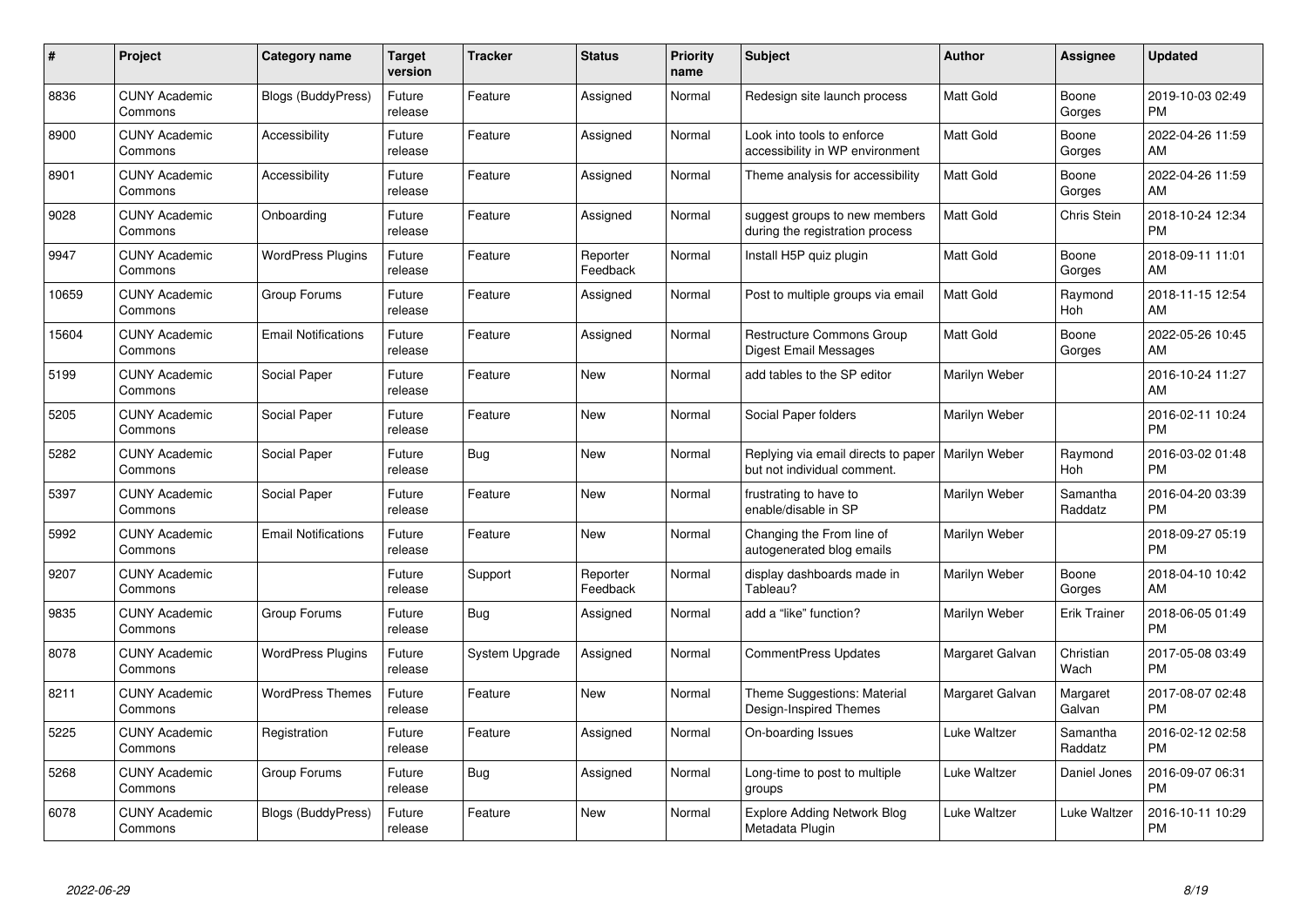| # | Project | Category name | Target version | Tracker | Status | Priority name | Subject | Author | Assignee | Updated |
|---|---|---|---|---|---|---|---|---|---|---|
| 8836 | CUNY Academic Commons | Blogs (BuddyPress) | Future release | Feature | Assigned | Normal | Redesign site launch process | Matt Gold | Boone Gorges | 2019-10-03 02:49 PM |
| 8900 | CUNY Academic Commons | Accessibility | Future release | Feature | Assigned | Normal | Look into tools to enforce accessibility in WP environment | Matt Gold | Boone Gorges | 2022-04-26 11:59 AM |
| 8901 | CUNY Academic Commons | Accessibility | Future release | Feature | Assigned | Normal | Theme analysis for accessibility | Matt Gold | Boone Gorges | 2022-04-26 11:59 AM |
| 9028 | CUNY Academic Commons | Onboarding | Future release | Feature | Assigned | Normal | suggest groups to new members during the registration process | Matt Gold | Chris Stein | 2018-10-24 12:34 PM |
| 9947 | CUNY Academic Commons | WordPress Plugins | Future release | Feature | Reporter Feedback | Normal | Install H5P quiz plugin | Matt Gold | Boone Gorges | 2018-09-11 11:01 AM |
| 10659 | CUNY Academic Commons | Group Forums | Future release | Feature | Assigned | Normal | Post to multiple groups via email | Matt Gold | Raymond Hoh | 2018-11-15 12:54 AM |
| 15604 | CUNY Academic Commons | Email Notifications | Future release | Feature | Assigned | Normal | Restructure Commons Group Digest Email Messages | Matt Gold | Boone Gorges | 2022-05-26 10:45 AM |
| 5199 | CUNY Academic Commons | Social Paper | Future release | Feature | New | Normal | add tables to the SP editor | Marilyn Weber | | 2016-10-24 11:27 AM |
| 5205 | CUNY Academic Commons | Social Paper | Future release | Feature | New | Normal | Social Paper folders | Marilyn Weber | | 2016-02-11 10:24 PM |
| 5282 | CUNY Academic Commons | Social Paper | Future release | Bug | New | Normal | Replying via email directs to paper but not individual comment. | Marilyn Weber | Raymond Hoh | 2016-03-02 01:48 PM |
| 5397 | CUNY Academic Commons | Social Paper | Future release | Feature | New | Normal | frustrating to have to enable/disable in SP | Marilyn Weber | Samantha Raddatz | 2016-04-20 03:39 PM |
| 5992 | CUNY Academic Commons | Email Notifications | Future release | Feature | New | Normal | Changing the From line of autogenerated blog emails | Marilyn Weber | | 2018-09-27 05:19 PM |
| 9207 | CUNY Academic Commons | | Future release | Support | Reporter Feedback | Normal | display dashboards made in Tableau? | Marilyn Weber | Boone Gorges | 2018-04-10 10:42 AM |
| 9835 | CUNY Academic Commons | Group Forums | Future release | Bug | Assigned | Normal | add a "like" function? | Marilyn Weber | Erik Trainer | 2018-06-05 01:49 PM |
| 8078 | CUNY Academic Commons | WordPress Plugins | Future release | System Upgrade | Assigned | Normal | CommentPress Updates | Margaret Galvan | Christian Wach | 2017-05-08 03:49 PM |
| 8211 | CUNY Academic Commons | WordPress Themes | Future release | Feature | New | Normal | Theme Suggestions: Material Design-Inspired Themes | Margaret Galvan | Margaret Galvan | 2017-08-07 02:48 PM |
| 5225 | CUNY Academic Commons | Registration | Future release | Feature | Assigned | Normal | On-boarding Issues | Luke Waltzer | Samantha Raddatz | 2016-02-12 02:58 PM |
| 5268 | CUNY Academic Commons | Group Forums | Future release | Bug | Assigned | Normal | Long-time to post to multiple groups | Luke Waltzer | Daniel Jones | 2016-09-07 06:31 PM |
| 6078 | CUNY Academic Commons | Blogs (BuddyPress) | Future release | Feature | New | Normal | Explore Adding Network Blog Metadata Plugin | Luke Waltzer | Luke Waltzer | 2016-10-11 10:29 PM |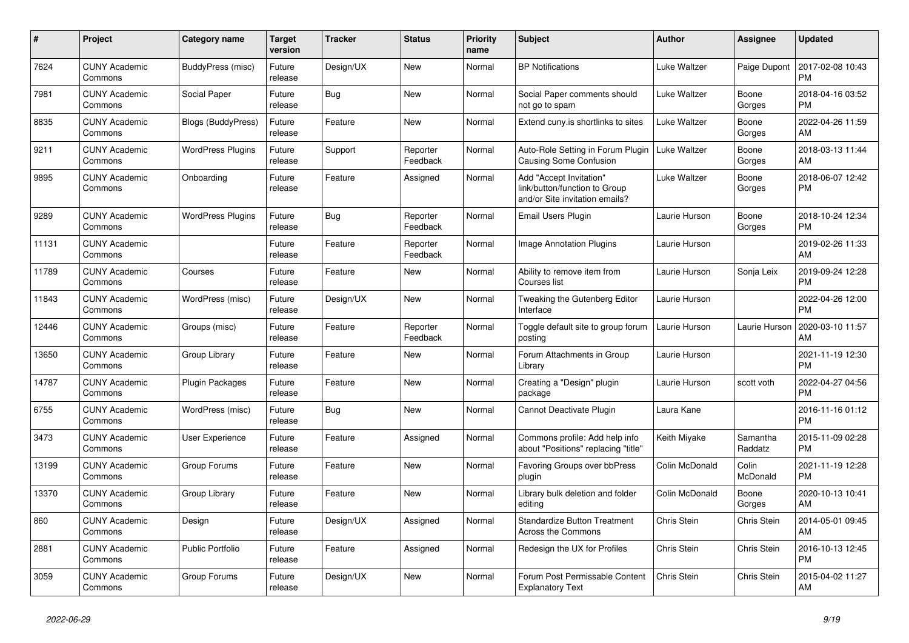| # | Project | Category name | Target version | Tracker | Status | Priority name | Subject | Author | Assignee | Updated |
|---|---|---|---|---|---|---|---|---|---|---|
| 7624 | CUNY Academic Commons | BuddyPress (misc) | Future release | Design/UX | New | Normal | BP Notifications | Luke Waltzer | Paige Dupont | 2017-02-08 10:43 PM |
| 7981 | CUNY Academic Commons | Social Paper | Future release | Bug | New | Normal | Social Paper comments should not go to spam | Luke Waltzer | Boone Gorges | 2018-04-16 03:52 PM |
| 8835 | CUNY Academic Commons | Blogs (BuddyPress) | Future release | Feature | New | Normal | Extend cuny.is shortlinks to sites | Luke Waltzer | Boone Gorges | 2022-04-26 11:59 AM |
| 9211 | CUNY Academic Commons | WordPress Plugins | Future release | Support | Reporter Feedback | Normal | Auto-Role Setting in Forum Plugin Causing Some Confusion | Luke Waltzer | Boone Gorges | 2018-03-13 11:44 AM |
| 9895 | CUNY Academic Commons | Onboarding | Future release | Feature | Assigned | Normal | Add "Accept Invitation" link/button/function to Group and/or Site invitation emails? | Luke Waltzer | Boone Gorges | 2018-06-07 12:42 PM |
| 9289 | CUNY Academic Commons | WordPress Plugins | Future release | Bug | Reporter Feedback | Normal | Email Users Plugin | Laurie Hurson | Boone Gorges | 2018-10-24 12:34 PM |
| 11131 | CUNY Academic Commons | | Future release | Feature | Reporter Feedback | Normal | Image Annotation Plugins | Laurie Hurson | | 2019-02-26 11:33 AM |
| 11789 | CUNY Academic Commons | Courses | Future release | Feature | New | Normal | Ability to remove item from Courses list | Laurie Hurson | Sonja Leix | 2019-09-24 12:28 PM |
| 11843 | CUNY Academic Commons | WordPress (misc) | Future release | Design/UX | New | Normal | Tweaking the Gutenberg Editor Interface | Laurie Hurson | | 2022-04-26 12:00 PM |
| 12446 | CUNY Academic Commons | Groups (misc) | Future release | Feature | Reporter Feedback | Normal | Toggle default site to group forum posting | Laurie Hurson | Laurie Hurson | 2020-03-10 11:57 AM |
| 13650 | CUNY Academic Commons | Group Library | Future release | Feature | New | Normal | Forum Attachments in Group Library | Laurie Hurson | | 2021-11-19 12:30 PM |
| 14787 | CUNY Academic Commons | Plugin Packages | Future release | Feature | New | Normal | Creating a "Design" plugin package | Laurie Hurson | scott voth | 2022-04-27 04:56 PM |
| 6755 | CUNY Academic Commons | WordPress (misc) | Future release | Bug | New | Normal | Cannot Deactivate Plugin | Laura Kane | | 2016-11-16 01:12 PM |
| 3473 | CUNY Academic Commons | User Experience | Future release | Feature | Assigned | Normal | Commons profile: Add help info about "Positions" replacing "title" | Keith Miyake | Samantha Raddatz | 2015-11-09 02:28 PM |
| 13199 | CUNY Academic Commons | Group Forums | Future release | Feature | New | Normal | Favoring Groups over bbPress plugin | Colin McDonald | Colin McDonald | 2021-11-19 12:28 PM |
| 13370 | CUNY Academic Commons | Group Library | Future release | Feature | New | Normal | Library bulk deletion and folder editing | Colin McDonald | Boone Gorges | 2020-10-13 10:41 AM |
| 860 | CUNY Academic Commons | Design | Future release | Design/UX | Assigned | Normal | Standardize Button Treatment Across the Commons | Chris Stein | Chris Stein | 2014-05-01 09:45 AM |
| 2881 | CUNY Academic Commons | Public Portfolio | Future release | Feature | Assigned | Normal | Redesign the UX for Profiles | Chris Stein | Chris Stein | 2016-10-13 12:45 PM |
| 3059 | CUNY Academic Commons | Group Forums | Future release | Design/UX | New | Normal | Forum Post Permissable Content Explanatory Text | Chris Stein | Chris Stein | 2015-04-02 11:27 AM |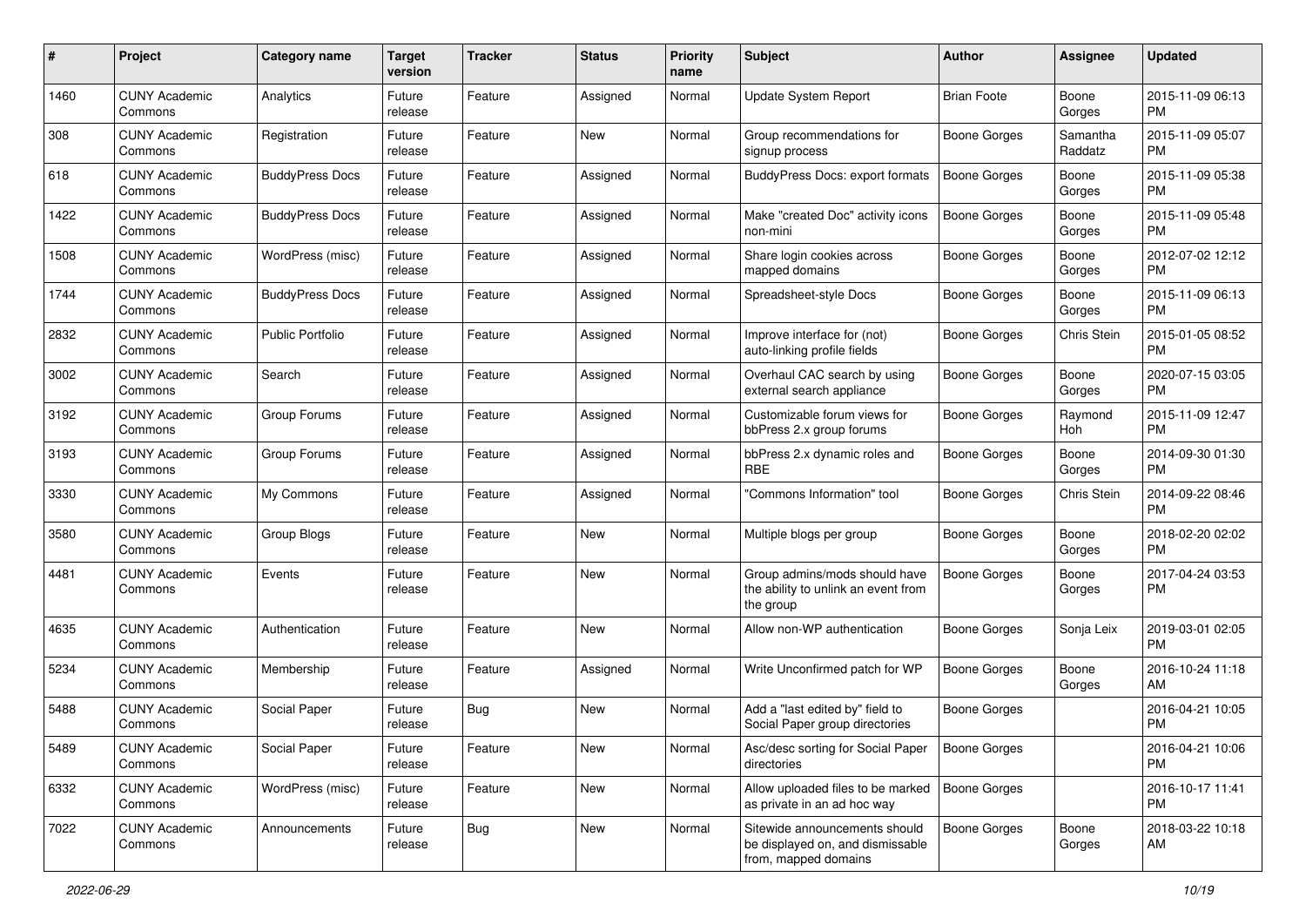| # | Project | Category name | Target version | Tracker | Status | Priority name | Subject | Author | Assignee | Updated |
|---|---|---|---|---|---|---|---|---|---|---|
| 1460 | CUNY Academic Commons | Analytics | Future release | Feature | Assigned | Normal | Update System Report | Brian Foote | Boone Gorges | 2015-11-09 06:13 PM |
| 308 | CUNY Academic Commons | Registration | Future release | Feature | New | Normal | Group recommendations for signup process | Boone Gorges | Samantha Raddatz | 2015-11-09 05:07 PM |
| 618 | CUNY Academic Commons | BuddyPress Docs | Future release | Feature | Assigned | Normal | BuddyPress Docs: export formats | Boone Gorges | Boone Gorges | 2015-11-09 05:38 PM |
| 1422 | CUNY Academic Commons | BuddyPress Docs | Future release | Feature | Assigned | Normal | Make "created Doc" activity icons non-mini | Boone Gorges | Boone Gorges | 2015-11-09 05:48 PM |
| 1508 | CUNY Academic Commons | WordPress (misc) | Future release | Feature | Assigned | Normal | Share login cookies across mapped domains | Boone Gorges | Boone Gorges | 2012-07-02 12:12 PM |
| 1744 | CUNY Academic Commons | BuddyPress Docs | Future release | Feature | Assigned | Normal | Spreadsheet-style Docs | Boone Gorges | Boone Gorges | 2015-11-09 06:13 PM |
| 2832 | CUNY Academic Commons | Public Portfolio | Future release | Feature | Assigned | Normal | Improve interface for (not) auto-linking profile fields | Boone Gorges | Chris Stein | 2015-01-05 08:52 PM |
| 3002 | CUNY Academic Commons | Search | Future release | Feature | Assigned | Normal | Overhaul CAC search by using external search appliance | Boone Gorges | Boone Gorges | 2020-07-15 03:05 PM |
| 3192 | CUNY Academic Commons | Group Forums | Future release | Feature | Assigned | Normal | Customizable forum views for bbPress 2.x group forums | Boone Gorges | Raymond Hoh | 2015-11-09 12:47 PM |
| 3193 | CUNY Academic Commons | Group Forums | Future release | Feature | Assigned | Normal | bbPress 2.x dynamic roles and RBE | Boone Gorges | Boone Gorges | 2014-09-30 01:30 PM |
| 3330 | CUNY Academic Commons | My Commons | Future release | Feature | Assigned | Normal | "Commons Information" tool | Boone Gorges | Chris Stein | 2014-09-22 08:46 PM |
| 3580 | CUNY Academic Commons | Group Blogs | Future release | Feature | New | Normal | Multiple blogs per group | Boone Gorges | Boone Gorges | 2018-02-20 02:02 PM |
| 4481 | CUNY Academic Commons | Events | Future release | Feature | New | Normal | Group admins/mods should have the ability to unlink an event from the group | Boone Gorges | Boone Gorges | 2017-04-24 03:53 PM |
| 4635 | CUNY Academic Commons | Authentication | Future release | Feature | New | Normal | Allow non-WP authentication | Boone Gorges | Sonja Leix | 2019-03-01 02:05 PM |
| 5234 | CUNY Academic Commons | Membership | Future release | Feature | Assigned | Normal | Write Unconfirmed patch for WP | Boone Gorges | Boone Gorges | 2016-10-24 11:18 AM |
| 5488 | CUNY Academic Commons | Social Paper | Future release | Bug | New | Normal | Add a "last edited by" field to Social Paper group directories | Boone Gorges | | 2016-04-21 10:05 PM |
| 5489 | CUNY Academic Commons | Social Paper | Future release | Feature | New | Normal | Asc/desc sorting for Social Paper directories | Boone Gorges | | 2016-04-21 10:06 PM |
| 6332 | CUNY Academic Commons | WordPress (misc) | Future release | Feature | New | Normal | Allow uploaded files to be marked as private in an ad hoc way | Boone Gorges | | 2016-10-17 11:41 PM |
| 7022 | CUNY Academic Commons | Announcements | Future release | Bug | New | Normal | Sitewide announcements should be displayed on, and dismissable from, mapped domains | Boone Gorges | Boone Gorges | 2018-03-22 10:18 AM |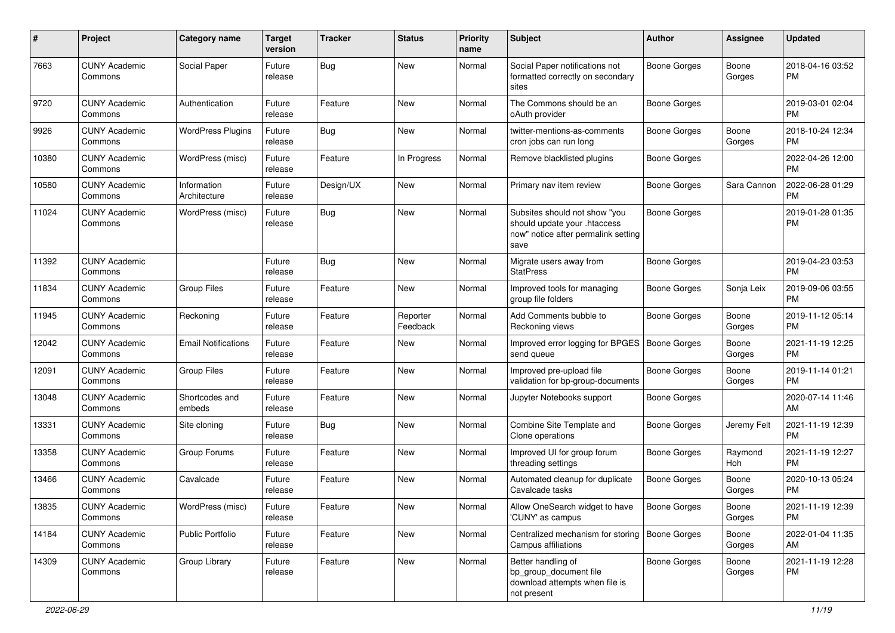| # | Project | Category name | Target version | Tracker | Status | Priority name | Subject | Author | Assignee | Updated |
|---|---|---|---|---|---|---|---|---|---|---|
| 7663 | CUNY Academic Commons | Social Paper | Future release | Bug | New | Normal | Social Paper notifications not formatted correctly on secondary sites | Boone Gorges | Boone Gorges | 2018-04-16 03:52 PM |
| 9720 | CUNY Academic Commons | Authentication | Future release | Feature | New | Normal | The Commons should be an oAuth provider | Boone Gorges | | 2019-03-01 02:04 PM |
| 9926 | CUNY Academic Commons | WordPress Plugins | Future release | Bug | New | Normal | twitter-mentions-as-comments cron jobs can run long | Boone Gorges | Boone Gorges | 2018-10-24 12:34 PM |
| 10380 | CUNY Academic Commons | WordPress (misc) | Future release | Feature | In Progress | Normal | Remove blacklisted plugins | Boone Gorges | | 2022-04-26 12:00 PM |
| 10580 | CUNY Academic Commons | Information Architecture | Future release | Design/UX | New | Normal | Primary nav item review | Boone Gorges | Sara Cannon | 2022-06-28 01:29 PM |
| 11024 | CUNY Academic Commons | WordPress (misc) | Future release | Bug | New | Normal | Subsites should not show "you should update your .htaccess now" notice after permalink setting save | Boone Gorges | | 2019-01-28 01:35 PM |
| 11392 | CUNY Academic Commons | | Future release | Bug | New | Normal | Migrate users away from StatPress | Boone Gorges | | 2019-04-23 03:53 PM |
| 11834 | CUNY Academic Commons | Group Files | Future release | Feature | New | Normal | Improved tools for managing group file folders | Boone Gorges | Sonja Leix | 2019-09-06 03:55 PM |
| 11945 | CUNY Academic Commons | Reckoning | Future release | Feature | Reporter Feedback | Normal | Add Comments bubble to Reckoning views | Boone Gorges | Boone Gorges | 2019-11-12 05:14 PM |
| 12042 | CUNY Academic Commons | Email Notifications | Future release | Feature | New | Normal | Improved error logging for BPGES send queue | Boone Gorges | Boone Gorges | 2021-11-19 12:25 PM |
| 12091 | CUNY Academic Commons | Group Files | Future release | Feature | New | Normal | Improved pre-upload file validation for bp-group-documents | Boone Gorges | Boone Gorges | 2019-11-14 01:21 PM |
| 13048 | CUNY Academic Commons | Shortcodes and embeds | Future release | Feature | New | Normal | Jupyter Notebooks support | Boone Gorges | | 2020-07-14 11:46 AM |
| 13331 | CUNY Academic Commons | Site cloning | Future release | Bug | New | Normal | Combine Site Template and Clone operations | Boone Gorges | Jeremy Felt | 2021-11-19 12:39 PM |
| 13358 | CUNY Academic Commons | Group Forums | Future release | Feature | New | Normal | Improved UI for group forum threading settings | Boone Gorges | Raymond Hoh | 2021-11-19 12:27 PM |
| 13466 | CUNY Academic Commons | Cavalcade | Future release | Feature | New | Normal | Automated cleanup for duplicate Cavalcade tasks | Boone Gorges | Boone Gorges | 2020-10-13 05:24 PM |
| 13835 | CUNY Academic Commons | WordPress (misc) | Future release | Feature | New | Normal | Allow OneSearch widget to have 'CUNY' as campus | Boone Gorges | Boone Gorges | 2021-11-19 12:39 PM |
| 14184 | CUNY Academic Commons | Public Portfolio | Future release | Feature | New | Normal | Centralized mechanism for storing Campus affiliations | Boone Gorges | Boone Gorges | 2022-01-04 11:35 AM |
| 14309 | CUNY Academic Commons | Group Library | Future release | Feature | New | Normal | Better handling of bp_group_document file download attempts when file is not present | Boone Gorges | Boone Gorges | 2021-11-19 12:28 PM |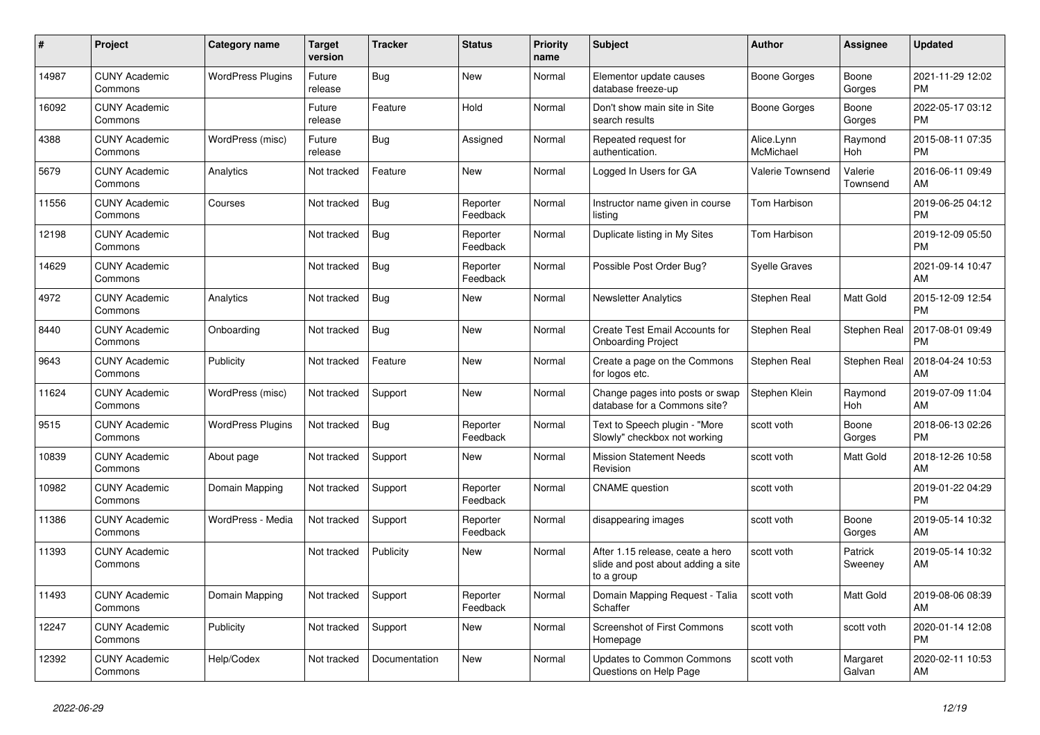| # | Project | Category name | Target version | Tracker | Status | Priority name | Subject | Author | Assignee | Updated |
|---|---|---|---|---|---|---|---|---|---|---|
| 14987 | CUNY Academic Commons | WordPress Plugins | Future release | Bug | New | Normal | Elementor update causes database freeze-up | Boone Gorges | Boone Gorges | 2021-11-29 12:02 PM |
| 16092 | CUNY Academic Commons | | Future release | Feature | Hold | Normal | Don't show main site in Site search results | Boone Gorges | Boone Gorges | 2022-05-17 03:12 PM |
| 4388 | CUNY Academic Commons | WordPress (misc) | Future release | Bug | Assigned | Normal | Repeated request for authentication. | Alice.Lynn McMichael | Raymond Hoh | 2015-08-11 07:35 PM |
| 5679 | CUNY Academic Commons | Analytics | Not tracked | Feature | New | Normal | Logged In Users for GA | Valerie Townsend | Valerie Townsend | 2016-06-11 09:49 AM |
| 11556 | CUNY Academic Commons | Courses | Not tracked | Bug | Reporter Feedback | Normal | Instructor name given in course listing | Tom Harbison | | 2019-06-25 04:12 PM |
| 12198 | CUNY Academic Commons | | Not tracked | Bug | Reporter Feedback | Normal | Duplicate listing in My Sites | Tom Harbison | | 2019-12-09 05:50 PM |
| 14629 | CUNY Academic Commons | | Not tracked | Bug | Reporter Feedback | Normal | Possible Post Order Bug? | Syelle Graves | | 2021-09-14 10:47 AM |
| 4972 | CUNY Academic Commons | Analytics | Not tracked | Bug | New | Normal | Newsletter Analytics | Stephen Real | Matt Gold | 2015-12-09 12:54 PM |
| 8440 | CUNY Academic Commons | Onboarding | Not tracked | Bug | New | Normal | Create Test Email Accounts for Onboarding Project | Stephen Real | Stephen Real | 2017-08-01 09:49 PM |
| 9643 | CUNY Academic Commons | Publicity | Not tracked | Feature | New | Normal | Create a page on the Commons for logos etc. | Stephen Real | Stephen Real | 2018-04-24 10:53 AM |
| 11624 | CUNY Academic Commons | WordPress (misc) | Not tracked | Support | New | Normal | Change pages into posts or swap database for a Commons site? | Stephen Klein | Raymond Hoh | 2019-07-09 11:04 AM |
| 9515 | CUNY Academic Commons | WordPress Plugins | Not tracked | Bug | Reporter Feedback | Normal | Text to Speech plugin - "More Slowly" checkbox not working | scott voth | Boone Gorges | 2018-06-13 02:26 PM |
| 10839 | CUNY Academic Commons | About page | Not tracked | Support | New | Normal | Mission Statement Needs Revision | scott voth | Matt Gold | 2018-12-26 10:58 AM |
| 10982 | CUNY Academic Commons | Domain Mapping | Not tracked | Support | Reporter Feedback | Normal | CNAME question | scott voth | | 2019-01-22 04:29 PM |
| 11386 | CUNY Academic Commons | WordPress - Media | Not tracked | Support | Reporter Feedback | Normal | disappearing images | scott voth | Boone Gorges | 2019-05-14 10:32 AM |
| 11393 | CUNY Academic Commons | | Not tracked | Publicity | New | Normal | After 1.15 release, ceate a hero slide and post about adding a site to a group | scott voth | Patrick Sweeney | 2019-05-14 10:32 AM |
| 11493 | CUNY Academic Commons | Domain Mapping | Not tracked | Support | Reporter Feedback | Normal | Domain Mapping Request - Talia Schaffer | scott voth | Matt Gold | 2019-08-06 08:39 AM |
| 12247 | CUNY Academic Commons | Publicity | Not tracked | Support | New | Normal | Screenshot of First Commons Homepage | scott voth | scott voth | 2020-01-14 12:08 PM |
| 12392 | CUNY Academic Commons | Help/Codex | Not tracked | Documentation | New | Normal | Updates to Common Commons Questions on Help Page | scott voth | Margaret Galvan | 2020-02-11 10:53 AM |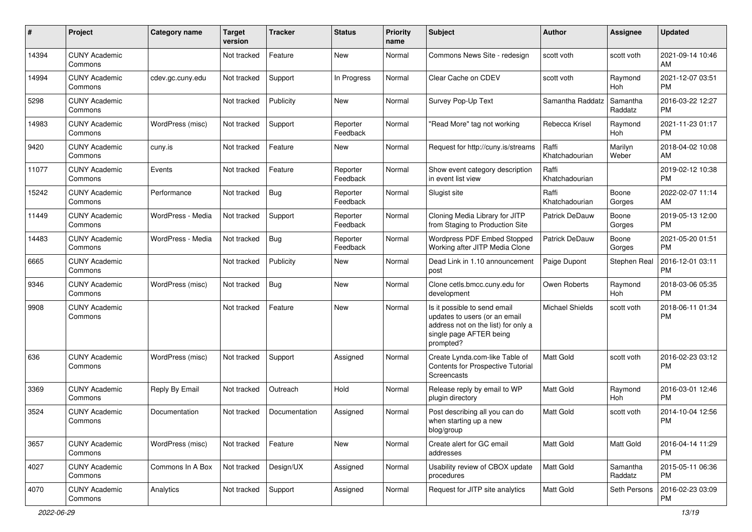| # | Project | Category name | Target version | Tracker | Status | Priority name | Subject | Author | Assignee | Updated |
|---|---|---|---|---|---|---|---|---|---|---|
| 14394 | CUNY Academic Commons | | Not tracked | Feature | New | Normal | Commons News Site - redesign | scott voth | scott voth | 2021-09-14 10:46 AM |
| 14994 | CUNY Academic Commons | cdev.gc.cuny.edu | Not tracked | Support | In Progress | Normal | Clear Cache on CDEV | scott voth | Raymond Hoh | 2021-12-07 03:51 PM |
| 5298 | CUNY Academic Commons | | Not tracked | Publicity | New | Normal | Survey Pop-Up Text | Samantha Raddatz | Samantha Raddatz | 2016-03-22 12:27 PM |
| 14983 | CUNY Academic Commons | WordPress (misc) | Not tracked | Support | Reporter Feedback | Normal | "Read More" tag not working | Rebecca Krisel | Raymond Hoh | 2021-11-23 01:17 PM |
| 9420 | CUNY Academic Commons | cuny.is | Not tracked | Feature | New | Normal | Request for http://cuny.is/streams | Raffi Khatchadourian | Marilyn Weber | 2018-04-02 10:08 AM |
| 11077 | CUNY Academic Commons | Events | Not tracked | Feature | Reporter Feedback | Normal | Show event category description in event list view | Raffi Khatchadourian | | 2019-02-12 10:38 PM |
| 15242 | CUNY Academic Commons | Performance | Not tracked | Bug | Reporter Feedback | Normal | Slugist site | Raffi Khatchadourian | Boone Gorges | 2022-02-07 11:14 AM |
| 11449 | CUNY Academic Commons | WordPress - Media | Not tracked | Support | Reporter Feedback | Normal | Cloning Media Library for JITP from Staging to Production Site | Patrick DeDauw | Boone Gorges | 2019-05-13 12:00 PM |
| 14483 | CUNY Academic Commons | WordPress - Media | Not tracked | Bug | Reporter Feedback | Normal | Wordpress PDF Embed Stopped Working after JITP Media Clone | Patrick DeDauw | Boone Gorges | 2021-05-20 01:51 PM |
| 6665 | CUNY Academic Commons | | Not tracked | Publicity | New | Normal | Dead Link in 1.10 announcement post | Paige Dupont | Stephen Real | 2016-12-01 03:11 PM |
| 9346 | CUNY Academic Commons | WordPress (misc) | Not tracked | Bug | New | Normal | Clone cetls.bmcc.cuny.edu for development | Owen Roberts | Raymond Hoh | 2018-03-06 05:35 PM |
| 9908 | CUNY Academic Commons | | Not tracked | Feature | New | Normal | Is it possible to send email updates to users (or an email address not on the list) for only a single page AFTER being prompted? | Michael Shields | scott voth | 2018-06-11 01:34 PM |
| 636 | CUNY Academic Commons | WordPress (misc) | Not tracked | Support | Assigned | Normal | Create Lynda.com-like Table of Contents for Prospective Tutorial Screencasts | Matt Gold | scott voth | 2016-02-23 03:12 PM |
| 3369 | CUNY Academic Commons | Reply By Email | Not tracked | Outreach | Hold | Normal | Release reply by email to WP plugin directory | Matt Gold | Raymond Hoh | 2016-03-01 12:46 PM |
| 3524 | CUNY Academic Commons | Documentation | Not tracked | Documentation | Assigned | Normal | Post describing all you can do when starting up a new blog/group | Matt Gold | scott voth | 2014-10-04 12:56 PM |
| 3657 | CUNY Academic Commons | WordPress (misc) | Not tracked | Feature | New | Normal | Create alert for GC email addresses | Matt Gold | Matt Gold | 2016-04-14 11:29 PM |
| 4027 | CUNY Academic Commons | Commons In A Box | Not tracked | Design/UX | Assigned | Normal | Usability review of CBOX update procedures | Matt Gold | Samantha Raddatz | 2015-05-11 06:36 PM |
| 4070 | CUNY Academic Commons | Analytics | Not tracked | Support | Assigned | Normal | Request for JITP site analytics | Matt Gold | Seth Persons | 2016-02-23 03:09 PM |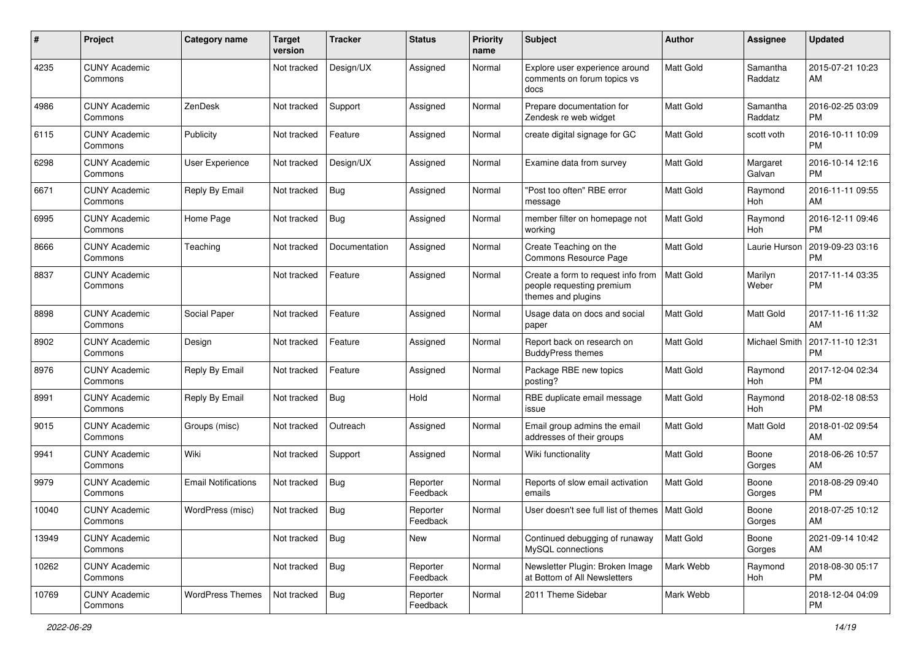| # | Project | Category name | Target version | Tracker | Status | Priority name | Subject | Author | Assignee | Updated |
|---|---|---|---|---|---|---|---|---|---|---|
| 4235 | CUNY Academic Commons | | Not tracked | Design/UX | Assigned | Normal | Explore user experience around comments on forum topics vs docs | Matt Gold | Samantha Raddatz | 2015-07-21 10:23 AM |
| 4986 | CUNY Academic Commons | ZenDesk | Not tracked | Support | Assigned | Normal | Prepare documentation for Zendesk re web widget | Matt Gold | Samantha Raddatz | 2016-02-25 03:09 PM |
| 6115 | CUNY Academic Commons | Publicity | Not tracked | Feature | Assigned | Normal | create digital signage for GC | Matt Gold | scott voth | 2016-10-11 10:09 PM |
| 6298 | CUNY Academic Commons | User Experience | Not tracked | Design/UX | Assigned | Normal | Examine data from survey | Matt Gold | Margaret Galvan | 2016-10-14 12:16 PM |
| 6671 | CUNY Academic Commons | Reply By Email | Not tracked | Bug | Assigned | Normal | "Post too often" RBE error message | Matt Gold | Raymond Hoh | 2016-11-11 09:55 AM |
| 6995 | CUNY Academic Commons | Home Page | Not tracked | Bug | Assigned | Normal | member filter on homepage not working | Matt Gold | Raymond Hoh | 2016-12-11 09:46 PM |
| 8666 | CUNY Academic Commons | Teaching | Not tracked | Documentation | Assigned | Normal | Create Teaching on the Commons Resource Page | Matt Gold | Laurie Hurson | 2019-09-23 03:16 PM |
| 8837 | CUNY Academic Commons | | Not tracked | Feature | Assigned | Normal | Create a form to request info from people requesting premium themes and plugins | Matt Gold | Marilyn Weber | 2017-11-14 03:35 PM |
| 8898 | CUNY Academic Commons | Social Paper | Not tracked | Feature | Assigned | Normal | Usage data on docs and social paper | Matt Gold | Matt Gold | 2017-11-16 11:32 AM |
| 8902 | CUNY Academic Commons | Design | Not tracked | Feature | Assigned | Normal | Report back on research on BuddyPress themes | Matt Gold | Michael Smith | 2017-11-10 12:31 PM |
| 8976 | CUNY Academic Commons | Reply By Email | Not tracked | Feature | Assigned | Normal | Package RBE new topics posting? | Matt Gold | Raymond Hoh | 2017-12-04 02:34 PM |
| 8991 | CUNY Academic Commons | Reply By Email | Not tracked | Bug | Hold | Normal | RBE duplicate email message issue | Matt Gold | Raymond Hoh | 2018-02-18 08:53 PM |
| 9015 | CUNY Academic Commons | Groups (misc) | Not tracked | Outreach | Assigned | Normal | Email group admins the email addresses of their groups | Matt Gold | Matt Gold | 2018-01-02 09:54 AM |
| 9941 | CUNY Academic Commons | Wiki | Not tracked | Support | Assigned | Normal | Wiki functionality | Matt Gold | Boone Gorges | 2018-06-26 10:57 AM |
| 9979 | CUNY Academic Commons | Email Notifications | Not tracked | Bug | Reporter Feedback | Normal | Reports of slow email activation emails | Matt Gold | Boone Gorges | 2018-08-29 09:40 PM |
| 10040 | CUNY Academic Commons | WordPress (misc) | Not tracked | Bug | Reporter Feedback | Normal | User doesn't see full list of themes | Matt Gold | Boone Gorges | 2018-07-25 10:12 AM |
| 13949 | CUNY Academic Commons | | Not tracked | Bug | New | Normal | Continued debugging of runaway MySQL connections | Matt Gold | Boone Gorges | 2021-09-14 10:42 AM |
| 10262 | CUNY Academic Commons | | Not tracked | Bug | Reporter Feedback | Normal | Newsletter Plugin: Broken Image at Bottom of All Newsletters | Mark Webb | Raymond Hoh | 2018-08-30 05:17 PM |
| 10769 | CUNY Academic Commons | WordPress Themes | Not tracked | Bug | Reporter Feedback | Normal | 2011 Theme Sidebar | Mark Webb | | 2018-12-04 04:09 PM |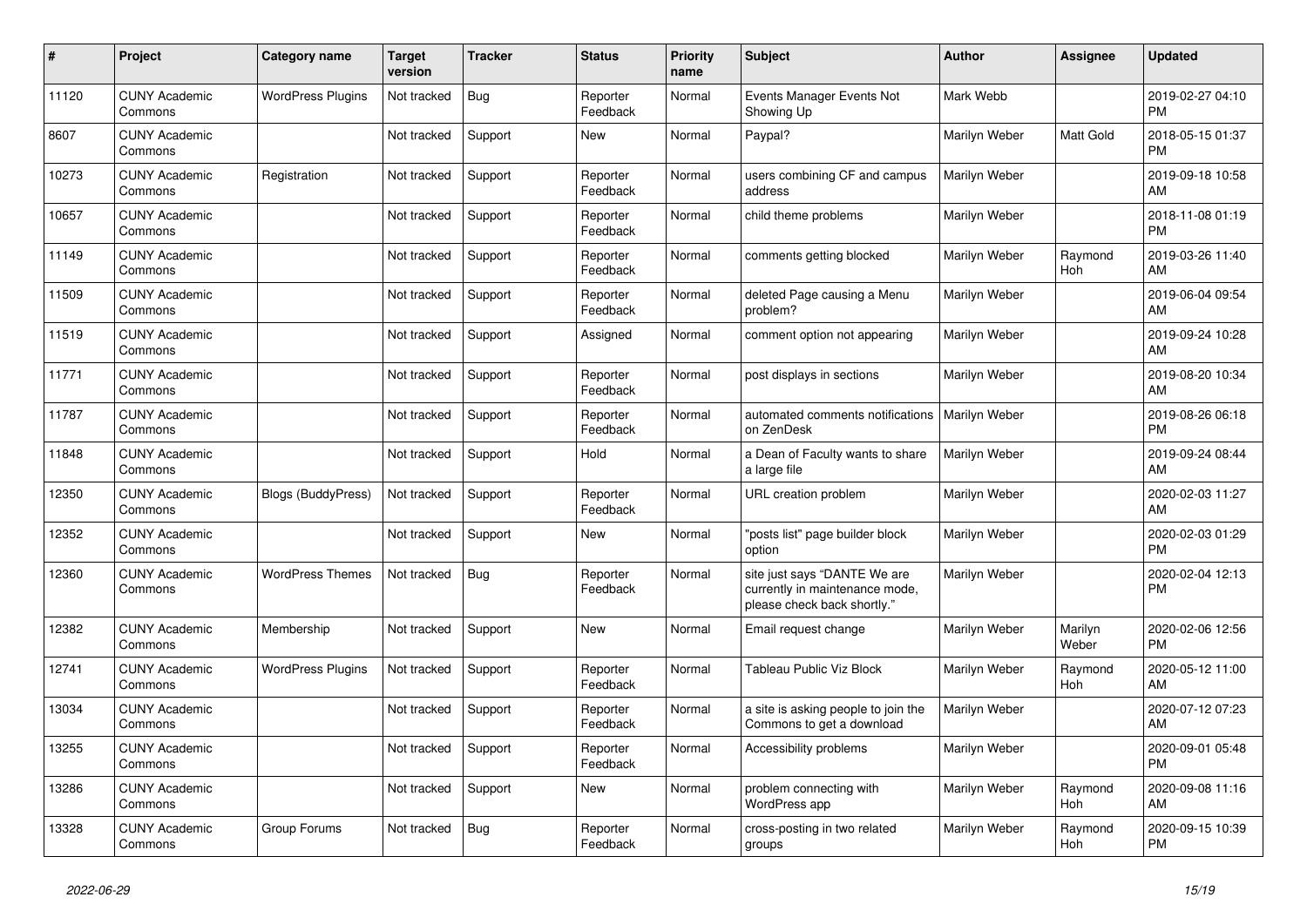| # | Project | Category name | Target version | Tracker | Status | Priority name | Subject | Author | Assignee | Updated |
|---|---|---|---|---|---|---|---|---|---|---|
| 11120 | CUNY Academic Commons | WordPress Plugins | Not tracked | Bug | Reporter Feedback | Normal | Events Manager Events Not Showing Up | Mark Webb | | 2019-02-27 04:10 PM |
| 8607 | CUNY Academic Commons | | Not tracked | Support | New | Normal | Paypal? | Marilyn Weber | Matt Gold | 2018-05-15 01:37 PM |
| 10273 | CUNY Academic Commons | Registration | Not tracked | Support | Reporter Feedback | Normal | users combining CF and campus address | Marilyn Weber | | 2019-09-18 10:58 AM |
| 10657 | CUNY Academic Commons | | Not tracked | Support | Reporter Feedback | Normal | child theme problems | Marilyn Weber | | 2018-11-08 01:19 PM |
| 11149 | CUNY Academic Commons | | Not tracked | Support | Reporter Feedback | Normal | comments getting blocked | Marilyn Weber | Raymond Hoh | 2019-03-26 11:40 AM |
| 11509 | CUNY Academic Commons | | Not tracked | Support | Reporter Feedback | Normal | deleted Page causing a Menu problem? | Marilyn Weber | | 2019-06-04 09:54 AM |
| 11519 | CUNY Academic Commons | | Not tracked | Support | Assigned | Normal | comment option not appearing | Marilyn Weber | | 2019-09-24 10:28 AM |
| 11771 | CUNY Academic Commons | | Not tracked | Support | Reporter Feedback | Normal | post displays in sections | Marilyn Weber | | 2019-08-20 10:34 AM |
| 11787 | CUNY Academic Commons | | Not tracked | Support | Reporter Feedback | Normal | automated comments notifications on ZenDesk | Marilyn Weber | | 2019-08-26 06:18 PM |
| 11848 | CUNY Academic Commons | | Not tracked | Support | Hold | Normal | a Dean of Faculty wants to share a large file | Marilyn Weber | | 2019-09-24 08:44 AM |
| 12350 | CUNY Academic Commons | Blogs (BuddyPress) | Not tracked | Support | Reporter Feedback | Normal | URL creation problem | Marilyn Weber | | 2020-02-03 11:27 AM |
| 12352 | CUNY Academic Commons | | Not tracked | Support | New | Normal | "posts list" page builder block option | Marilyn Weber | | 2020-02-03 01:29 PM |
| 12360 | CUNY Academic Commons | WordPress Themes | Not tracked | Bug | Reporter Feedback | Normal | site just says "DANTE We are currently in maintenance mode, please check back shortly." | Marilyn Weber | | 2020-02-04 12:13 PM |
| 12382 | CUNY Academic Commons | Membership | Not tracked | Support | New | Normal | Email request change | Marilyn Weber | Marilyn Weber | 2020-02-06 12:56 PM |
| 12741 | CUNY Academic Commons | WordPress Plugins | Not tracked | Support | Reporter Feedback | Normal | Tableau Public Viz Block | Marilyn Weber | Raymond Hoh | 2020-05-12 11:00 AM |
| 13034 | CUNY Academic Commons | | Not tracked | Support | Reporter Feedback | Normal | a site is asking people to join the Commons to get a download | Marilyn Weber | | 2020-07-12 07:23 AM |
| 13255 | CUNY Academic Commons | | Not tracked | Support | Reporter Feedback | Normal | Accessibility problems | Marilyn Weber | | 2020-09-01 05:48 PM |
| 13286 | CUNY Academic Commons | | Not tracked | Support | New | Normal | problem connecting with WordPress app | Marilyn Weber | Raymond Hoh | 2020-09-08 11:16 AM |
| 13328 | CUNY Academic Commons | Group Forums | Not tracked | Bug | Reporter Feedback | Normal | cross-posting in two related groups | Marilyn Weber | Raymond Hoh | 2020-09-15 10:39 PM |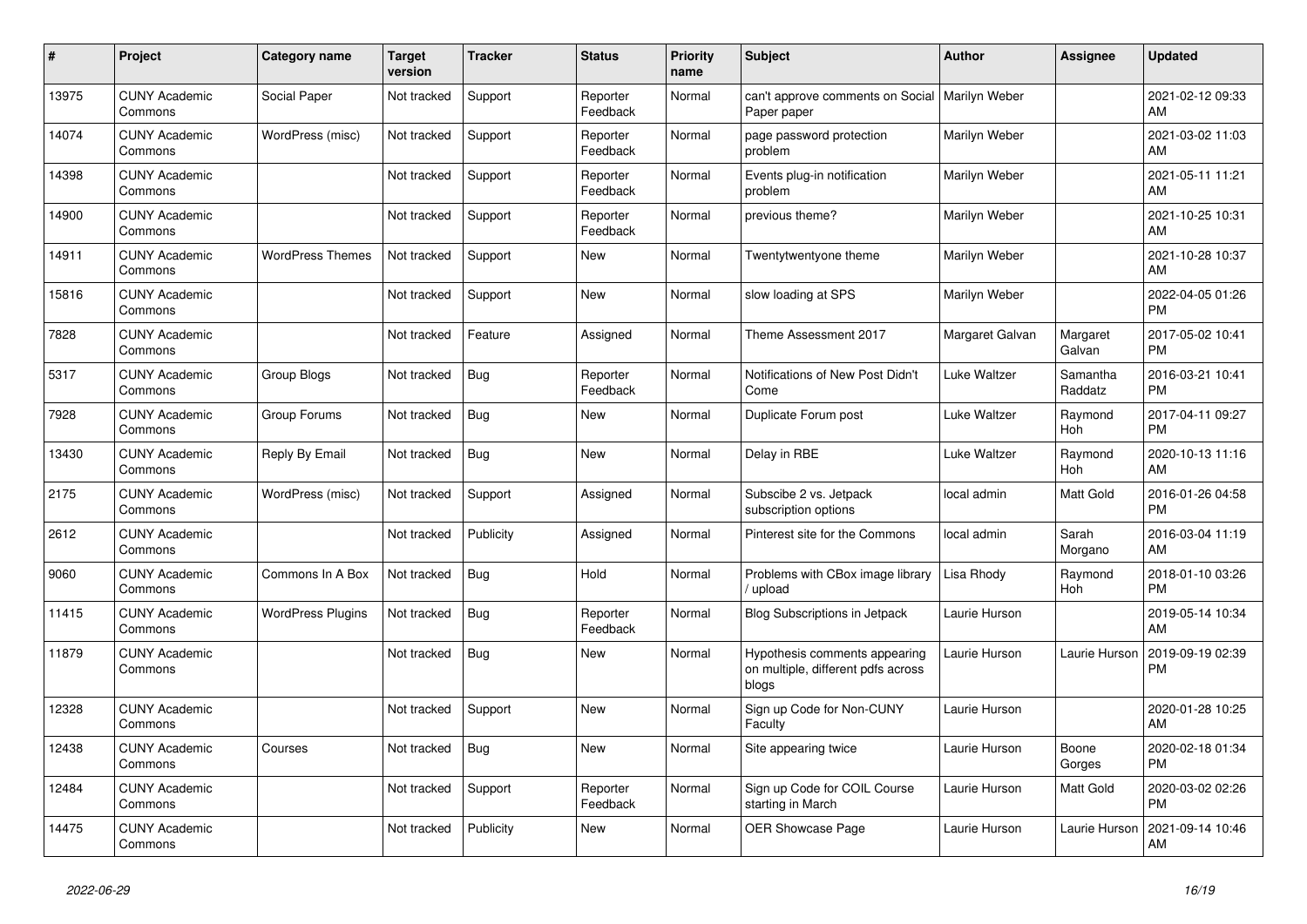| # | Project | Category name | Target version | Tracker | Status | Priority name | Subject | Author | Assignee | Updated |
|---|---|---|---|---|---|---|---|---|---|---|
| 13975 | CUNY Academic Commons | Social Paper | Not tracked | Support | Reporter Feedback | Normal | can't approve comments on Social Paper paper | Marilyn Weber | | 2021-02-12 09:33 AM |
| 14074 | CUNY Academic Commons | WordPress (misc) | Not tracked | Support | Reporter Feedback | Normal | page password protection problem | Marilyn Weber | | 2021-03-02 11:03 AM |
| 14398 | CUNY Academic Commons | | Not tracked | Support | Reporter Feedback | Normal | Events plug-in notification problem | Marilyn Weber | | 2021-05-11 11:21 AM |
| 14900 | CUNY Academic Commons | | Not tracked | Support | Reporter Feedback | Normal | previous theme? | Marilyn Weber | | 2021-10-25 10:31 AM |
| 14911 | CUNY Academic Commons | WordPress Themes | Not tracked | Support | New | Normal | Twentytwentyone theme | Marilyn Weber | | 2021-10-28 10:37 AM |
| 15816 | CUNY Academic Commons | | Not tracked | Support | New | Normal | slow loading at SPS | Marilyn Weber | | 2022-04-05 01:26 PM |
| 7828 | CUNY Academic Commons | | Not tracked | Feature | Assigned | Normal | Theme Assessment 2017 | Margaret Galvan | Margaret Galvan | 2017-05-02 10:41 PM |
| 5317 | CUNY Academic Commons | Group Blogs | Not tracked | Bug | Reporter Feedback | Normal | Notifications of New Post Didn't Come | Luke Waltzer | Samantha Raddatz | 2016-03-21 10:41 PM |
| 7928 | CUNY Academic Commons | Group Forums | Not tracked | Bug | New | Normal | Duplicate Forum post | Luke Waltzer | Raymond Hoh | 2017-04-11 09:27 PM |
| 13430 | CUNY Academic Commons | Reply By Email | Not tracked | Bug | New | Normal | Delay in RBE | Luke Waltzer | Raymond Hoh | 2020-10-13 11:16 AM |
| 2175 | CUNY Academic Commons | WordPress (misc) | Not tracked | Support | Assigned | Normal | Subscibe 2 vs. Jetpack subscription options | local admin | Matt Gold | 2016-01-26 04:58 PM |
| 2612 | CUNY Academic Commons | | Not tracked | Publicity | Assigned | Normal | Pinterest site for the Commons | local admin | Sarah Morgano | 2016-03-04 11:19 AM |
| 9060 | CUNY Academic Commons | Commons In A Box | Not tracked | Bug | Hold | Normal | Problems with CBox image library / upload | Lisa Rhody | Raymond Hoh | 2018-01-10 03:26 PM |
| 11415 | CUNY Academic Commons | WordPress Plugins | Not tracked | Bug | Reporter Feedback | Normal | Blog Subscriptions in Jetpack | Laurie Hurson | | 2019-05-14 10:34 AM |
| 11879 | CUNY Academic Commons | | Not tracked | Bug | New | Normal | Hypothesis comments appearing on multiple, different pdfs across blogs | Laurie Hurson | Laurie Hurson | 2019-09-19 02:39 PM |
| 12328 | CUNY Academic Commons | | Not tracked | Support | New | Normal | Sign up Code for Non-CUNY Faculty | Laurie Hurson | | 2020-01-28 10:25 AM |
| 12438 | CUNY Academic Commons | Courses | Not tracked | Bug | New | Normal | Site appearing twice | Laurie Hurson | Boone Gorges | 2020-02-18 01:34 PM |
| 12484 | CUNY Academic Commons | | Not tracked | Support | Reporter Feedback | Normal | Sign up Code for COIL Course starting in March | Laurie Hurson | Matt Gold | 2020-03-02 02:26 PM |
| 14475 | CUNY Academic Commons | | Not tracked | Publicity | New | Normal | OER Showcase Page | Laurie Hurson | Laurie Hurson | 2021-09-14 10:46 AM |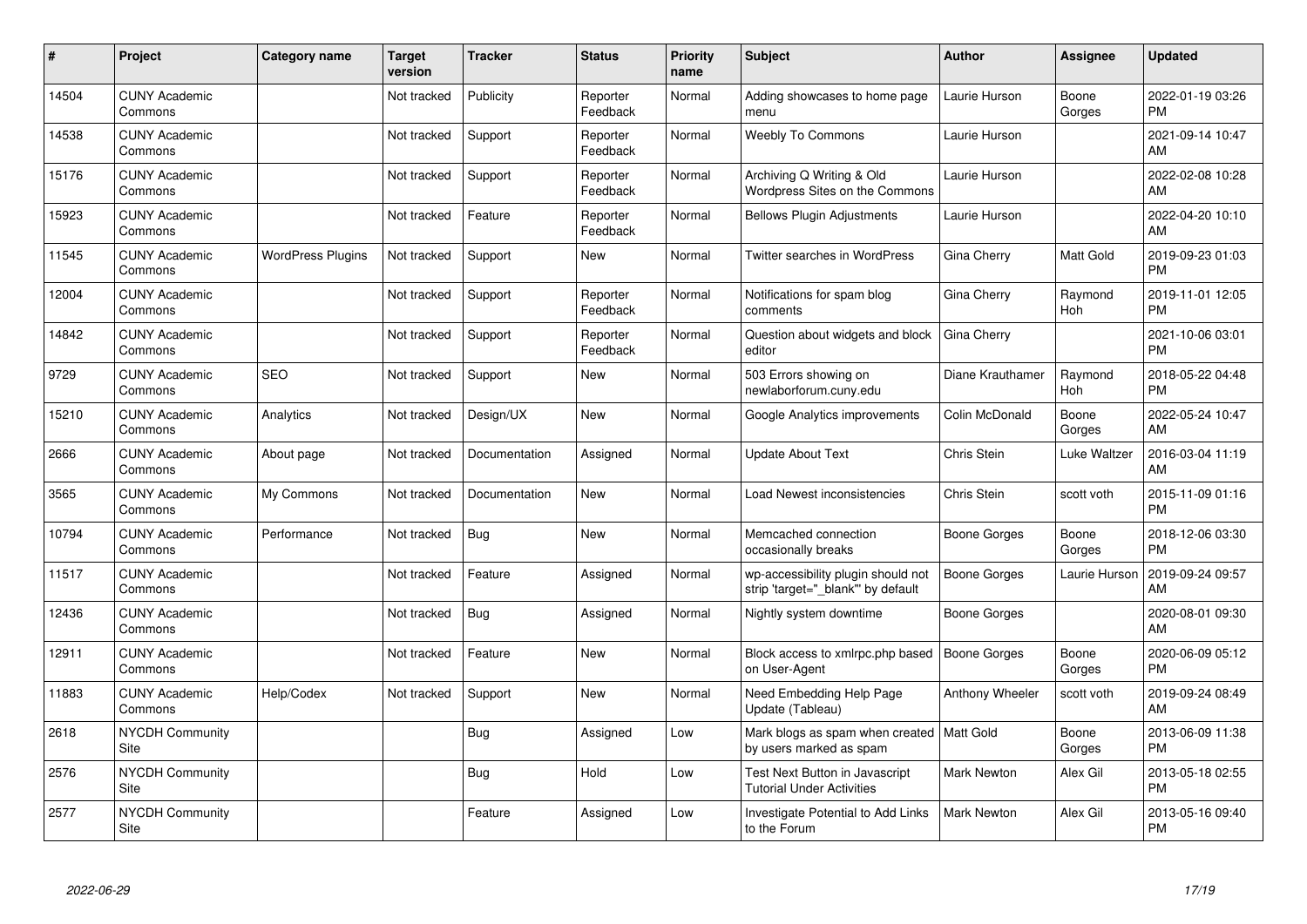| # | Project | Category name | Target version | Tracker | Status | Priority name | Subject | Author | Assignee | Updated |
|---|---|---|---|---|---|---|---|---|---|---|
| 14504 | CUNY Academic Commons | | Not tracked | Publicity | Reporter Feedback | Normal | Adding showcases to home page menu | Laurie Hurson | Boone Gorges | 2022-01-19 03:26 PM |
| 14538 | CUNY Academic Commons | | Not tracked | Support | Reporter Feedback | Normal | Weebly To Commons | Laurie Hurson | | 2021-09-14 10:47 AM |
| 15176 | CUNY Academic Commons | | Not tracked | Support | Reporter Feedback | Normal | Archiving Q Writing & Old Wordpress Sites on the Commons | Laurie Hurson | | 2022-02-08 10:28 AM |
| 15923 | CUNY Academic Commons | | Not tracked | Feature | Reporter Feedback | Normal | Bellows Plugin Adjustments | Laurie Hurson | | 2022-04-20 10:10 AM |
| 11545 | CUNY Academic Commons | WordPress Plugins | Not tracked | Support | New | Normal | Twitter searches in WordPress | Gina Cherry | Matt Gold | 2019-09-23 01:03 PM |
| 12004 | CUNY Academic Commons | | Not tracked | Support | Reporter Feedback | Normal | Notifications for spam blog comments | Gina Cherry | Raymond Hoh | 2019-11-01 12:05 PM |
| 14842 | CUNY Academic Commons | | Not tracked | Support | Reporter Feedback | Normal | Question about widgets and block editor | Gina Cherry | | 2021-10-06 03:01 PM |
| 9729 | CUNY Academic Commons | SEO | Not tracked | Support | New | Normal | 503 Errors showing on newlaborforum.cuny.edu | Diane Krauthamer | Raymond Hoh | 2018-05-22 04:48 PM |
| 15210 | CUNY Academic Commons | Analytics | Not tracked | Design/UX | New | Normal | Google Analytics improvements | Colin McDonald | Boone Gorges | 2022-05-24 10:47 AM |
| 2666 | CUNY Academic Commons | About page | Not tracked | Documentation | Assigned | Normal | Update About Text | Chris Stein | Luke Waltzer | 2016-03-04 11:19 AM |
| 3565 | CUNY Academic Commons | My Commons | Not tracked | Documentation | New | Normal | Load Newest inconsistencies | Chris Stein | scott voth | 2015-11-09 01:16 PM |
| 10794 | CUNY Academic Commons | Performance | Not tracked | Bug | New | Normal | Memcached connection occasionally breaks | Boone Gorges | Boone Gorges | 2018-12-06 03:30 PM |
| 11517 | CUNY Academic Commons | | Not tracked | Feature | Assigned | Normal | wp-accessibility plugin should not strip 'target="_blank"' by default | Boone Gorges | Laurie Hurson | 2019-09-24 09:57 AM |
| 12436 | CUNY Academic Commons | | Not tracked | Bug | Assigned | Normal | Nightly system downtime | Boone Gorges | | 2020-08-01 09:30 AM |
| 12911 | CUNY Academic Commons | | Not tracked | Feature | New | Normal | Block access to xmlrpc.php based on User-Agent | Boone Gorges | Boone Gorges | 2020-06-09 05:12 PM |
| 11883 | CUNY Academic Commons | Help/Codex | Not tracked | Support | New | Normal | Need Embedding Help Page Update (Tableau) | Anthony Wheeler | scott voth | 2019-09-24 08:49 AM |
| 2618 | NYCDH Community Site | | | Bug | Assigned | Low | Mark blogs as spam when created by users marked as spam | Matt Gold | Boone Gorges | 2013-06-09 11:38 PM |
| 2576 | NYCDH Community Site | | | Bug | Hold | Low | Test Next Button in Javascript Tutorial Under Activities | Mark Newton | Alex Gil | 2013-05-18 02:55 PM |
| 2577 | NYCDH Community Site | | | Feature | Assigned | Low | Investigate Potential to Add Links to the Forum | Mark Newton | Alex Gil | 2013-05-16 09:40 PM |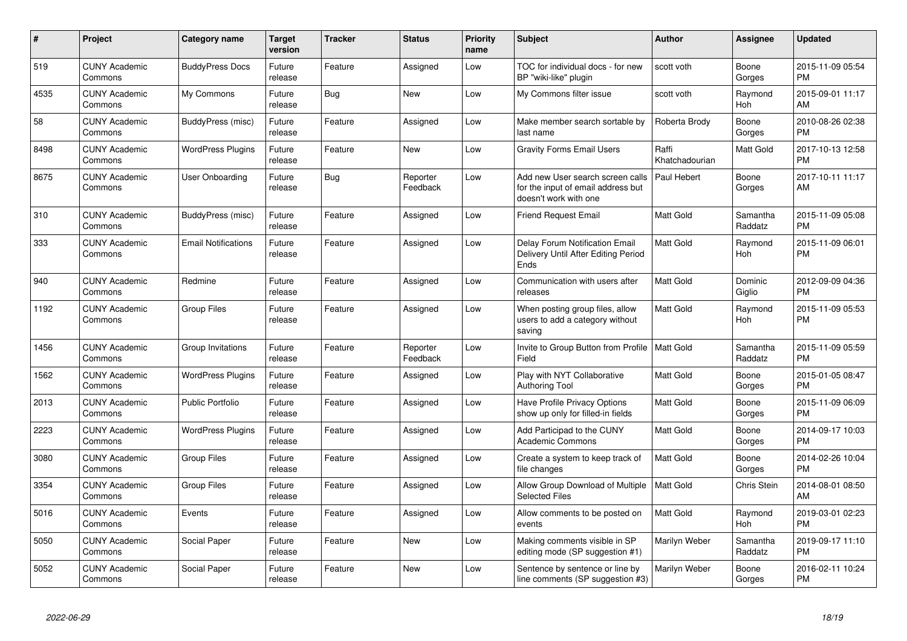| # | Project | Category name | Target version | Tracker | Status | Priority name | Subject | Author | Assignee | Updated |
|---|---|---|---|---|---|---|---|---|---|---|
| 519 | CUNY Academic Commons | BuddyPress Docs | Future release | Feature | Assigned | Low | TOC for individual docs - for new BP "wiki-like" plugin | scott voth | Boone Gorges | 2015-11-09 05:54 PM |
| 4535 | CUNY Academic Commons | My Commons | Future release | Bug | New | Low | My Commons filter issue | scott voth | Raymond Hoh | 2015-09-01 11:17 AM |
| 58 | CUNY Academic Commons | BuddyPress (misc) | Future release | Feature | Assigned | Low | Make member search sortable by last name | Roberta Brody | Boone Gorges | 2010-08-26 02:38 PM |
| 8498 | CUNY Academic Commons | WordPress Plugins | Future release | Feature | New | Low | Gravity Forms Email Users | Raffi Khatchadourian | Matt Gold | 2017-10-13 12:58 PM |
| 8675 | CUNY Academic Commons | User Onboarding | Future release | Bug | Reporter Feedback | Low | Add new User search screen calls for the input of email address but doesn't work with one | Paul Hebert | Boone Gorges | 2017-10-11 11:17 AM |
| 310 | CUNY Academic Commons | BuddyPress (misc) | Future release | Feature | Assigned | Low | Friend Request Email | Matt Gold | Samantha Raddatz | 2015-11-09 05:08 PM |
| 333 | CUNY Academic Commons | Email Notifications | Future release | Feature | Assigned | Low | Delay Forum Notification Email Delivery Until After Editing Period Ends | Matt Gold | Raymond Hoh | 2015-11-09 06:01 PM |
| 940 | CUNY Academic Commons | Redmine | Future release | Feature | Assigned | Low | Communication with users after releases | Matt Gold | Dominic Giglio | 2012-09-09 04:36 PM |
| 1192 | CUNY Academic Commons | Group Files | Future release | Feature | Assigned | Low | When posting group files, allow users to add a category without saving | Matt Gold | Raymond Hoh | 2015-11-09 05:53 PM |
| 1456 | CUNY Academic Commons | Group Invitations | Future release | Feature | Reporter Feedback | Low | Invite to Group Button from Profile Field | Matt Gold | Samantha Raddatz | 2015-11-09 05:59 PM |
| 1562 | CUNY Academic Commons | WordPress Plugins | Future release | Feature | Assigned | Low | Play with NYT Collaborative Authoring Tool | Matt Gold | Boone Gorges | 2015-01-05 08:47 PM |
| 2013 | CUNY Academic Commons | Public Portfolio | Future release | Feature | Assigned | Low | Have Profile Privacy Options show up only for filled-in fields | Matt Gold | Boone Gorges | 2015-11-09 06:09 PM |
| 2223 | CUNY Academic Commons | WordPress Plugins | Future release | Feature | Assigned | Low | Add Participad to the CUNY Academic Commons | Matt Gold | Boone Gorges | 2014-09-17 10:03 PM |
| 3080 | CUNY Academic Commons | Group Files | Future release | Feature | Assigned | Low | Create a system to keep track of file changes | Matt Gold | Boone Gorges | 2014-02-26 10:04 PM |
| 3354 | CUNY Academic Commons | Group Files | Future release | Feature | Assigned | Low | Allow Group Download of Multiple Selected Files | Matt Gold | Chris Stein | 2014-08-01 08:50 AM |
| 5016 | CUNY Academic Commons | Events | Future release | Feature | Assigned | Low | Allow comments to be posted on events | Matt Gold | Raymond Hoh | 2019-03-01 02:23 PM |
| 5050 | CUNY Academic Commons | Social Paper | Future release | Feature | New | Low | Making comments visible in SP editing mode (SP suggestion #1) | Marilyn Weber | Samantha Raddatz | 2019-09-17 11:10 PM |
| 5052 | CUNY Academic Commons | Social Paper | Future release | Feature | New | Low | Sentence by sentence or line by line comments (SP suggestion #3) | Marilyn Weber | Boone Gorges | 2016-02-11 10:24 PM |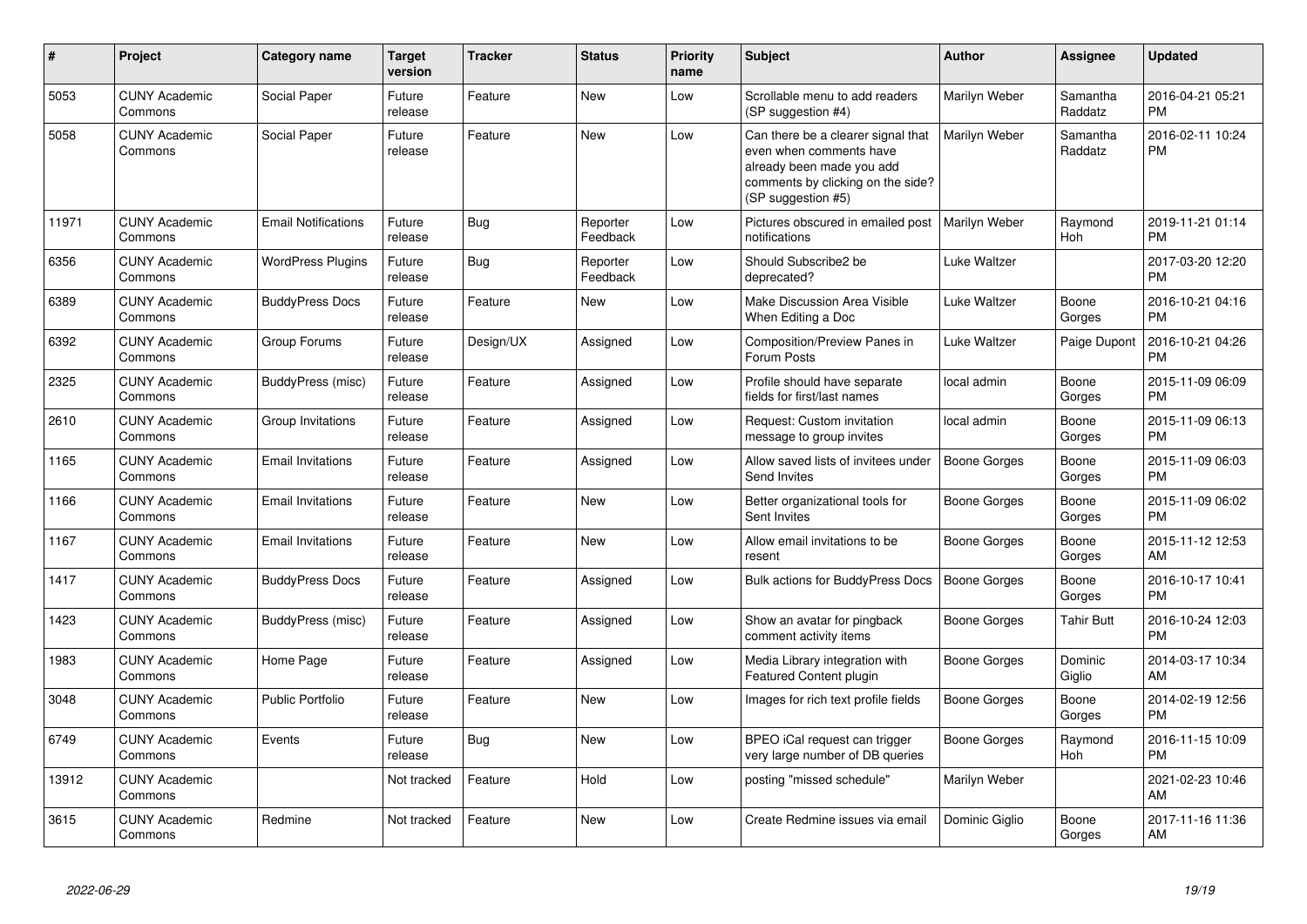| # | Project | Category name | Target version | Tracker | Status | Priority name | Subject | Author | Assignee | Updated |
|---|---|---|---|---|---|---|---|---|---|---|
| 5053 | CUNY Academic Commons | Social Paper | Future release | Feature | New | Low | Scrollable menu to add readers (SP suggestion #4) | Marilyn Weber | Samantha Raddatz | 2016-04-21 05:21 PM |
| 5058 | CUNY Academic Commons | Social Paper | Future release | Feature | New | Low | Can there be a clearer signal that even when comments have already been made you add comments by clicking on the side? (SP suggestion #5) | Marilyn Weber | Samantha Raddatz | 2016-02-11 10:24 PM |
| 11971 | CUNY Academic Commons | Email Notifications | Future release | Bug | Reporter Feedback | Low | Pictures obscured in emailed post notifications | Marilyn Weber | Raymond Hoh | 2019-11-21 01:14 PM |
| 6356 | CUNY Academic Commons | WordPress Plugins | Future release | Bug | Reporter Feedback | Low | Should Subscribe2 be deprecated? | Luke Waltzer | | 2017-03-20 12:20 PM |
| 6389 | CUNY Academic Commons | BuddyPress Docs | Future release | Feature | New | Low | Make Discussion Area Visible When Editing a Doc | Luke Waltzer | Boone Gorges | 2016-10-21 04:16 PM |
| 6392 | CUNY Academic Commons | Group Forums | Future release | Design/UX | Assigned | Low | Composition/Preview Panes in Forum Posts | Luke Waltzer | Paige Dupont | 2016-10-21 04:26 PM |
| 2325 | CUNY Academic Commons | BuddyPress (misc) | Future release | Feature | Assigned | Low | Profile should have separate fields for first/last names | local admin | Boone Gorges | 2015-11-09 06:09 PM |
| 2610 | CUNY Academic Commons | Group Invitations | Future release | Feature | Assigned | Low | Request: Custom invitation message to group invites | local admin | Boone Gorges | 2015-11-09 06:13 PM |
| 1165 | CUNY Academic Commons | Email Invitations | Future release | Feature | Assigned | Low | Allow saved lists of invitees under Send Invites | Boone Gorges | Boone Gorges | 2015-11-09 06:03 PM |
| 1166 | CUNY Academic Commons | Email Invitations | Future release | Feature | New | Low | Better organizational tools for Sent Invites | Boone Gorges | Boone Gorges | 2015-11-09 06:02 PM |
| 1167 | CUNY Academic Commons | Email Invitations | Future release | Feature | New | Low | Allow email invitations to be resent | Boone Gorges | Boone Gorges | 2015-11-12 12:53 AM |
| 1417 | CUNY Academic Commons | BuddyPress Docs | Future release | Feature | Assigned | Low | Bulk actions for BuddyPress Docs | Boone Gorges | Boone Gorges | 2016-10-17 10:41 PM |
| 1423 | CUNY Academic Commons | BuddyPress (misc) | Future release | Feature | Assigned | Low | Show an avatar for pingback comment activity items | Boone Gorges | Tahir Butt | 2016-10-24 12:03 PM |
| 1983 | CUNY Academic Commons | Home Page | Future release | Feature | Assigned | Low | Media Library integration with Featured Content plugin | Boone Gorges | Dominic Giglio | 2014-03-17 10:34 AM |
| 3048 | CUNY Academic Commons | Public Portfolio | Future release | Feature | New | Low | Images for rich text profile fields | Boone Gorges | Boone Gorges | 2014-02-19 12:56 PM |
| 6749 | CUNY Academic Commons | Events | Future release | Bug | New | Low | BPEO iCal request can trigger very large number of DB queries | Boone Gorges | Raymond Hoh | 2016-11-15 10:09 PM |
| 13912 | CUNY Academic Commons | | Not tracked | Feature | Hold | Low | posting "missed schedule" | Marilyn Weber | | 2021-02-23 10:46 AM |
| 3615 | CUNY Academic Commons | Redmine | Not tracked | Feature | New | Low | Create Redmine issues via email | Dominic Giglio | Boone Gorges | 2017-11-16 11:36 AM |